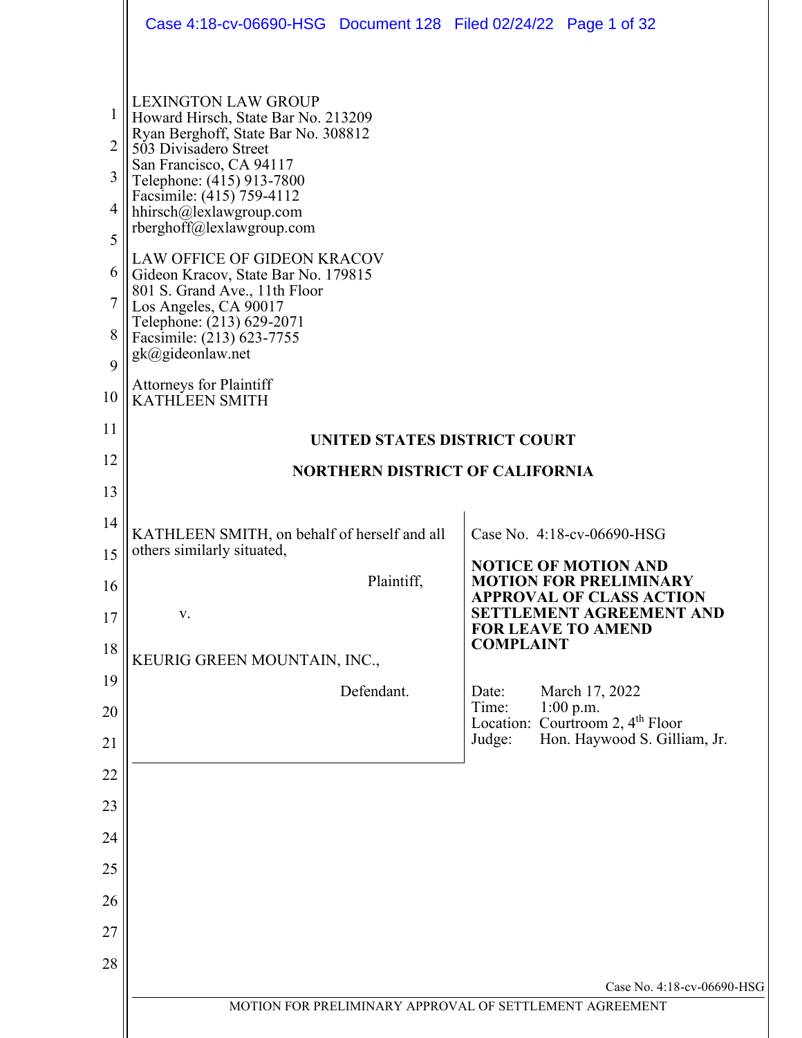LEXINGTON LAW GROUP
Howard Hirsch, State Bar No. 213209
Ryan Berghoff, State Bar No. 308812
503 Divisadero Street
San Francisco, CA 94117
Telephone: (415) 913-7800
Facsimile: (415) 759-4112
hhirsch@lexlawgroup.com
rberghoff@lexlawgroup.com

LAW OFFICE OF GIDEON KRACOV
Gideon Kracov, State Bar No. 179815
801 S. Grand Ave., 11th Floor
Los Angeles, CA 90017
Telephone: (213) 629-2071
Facsimile: (213) 623-7755
gk@gideonlaw.net

Attorneys for Plaintiff
KATHLEEN SMITH

**UNITED STATES DISTRICT COURT**

**NORTHERN DISTRICT OF CALIFORNIA**

| | |
|---|---|
| KATHLEEN SMITH, on behalf of herself and all others similarly situated,<br><br>Plaintiff,<br><br>v.<br><br>KEURIG GREEN MOUNTAIN, INC.,<br><br>Defendant. | Case No. 4:18-cv-06690-HSG<br><br>**NOTICE OF MOTION AND MOTION FOR PRELIMINARY APPROVAL OF CLASS ACTION SETTLEMENT AGREEMENT AND FOR LEAVE TO AMEND COMPLAINT**<br><br>Date: March 17, 2022<br>Time: 1:00 p.m.<br>Location: Courtroom 2, 4th Floor<br>Judge: Hon. Haywood S. Gilliam, Jr. |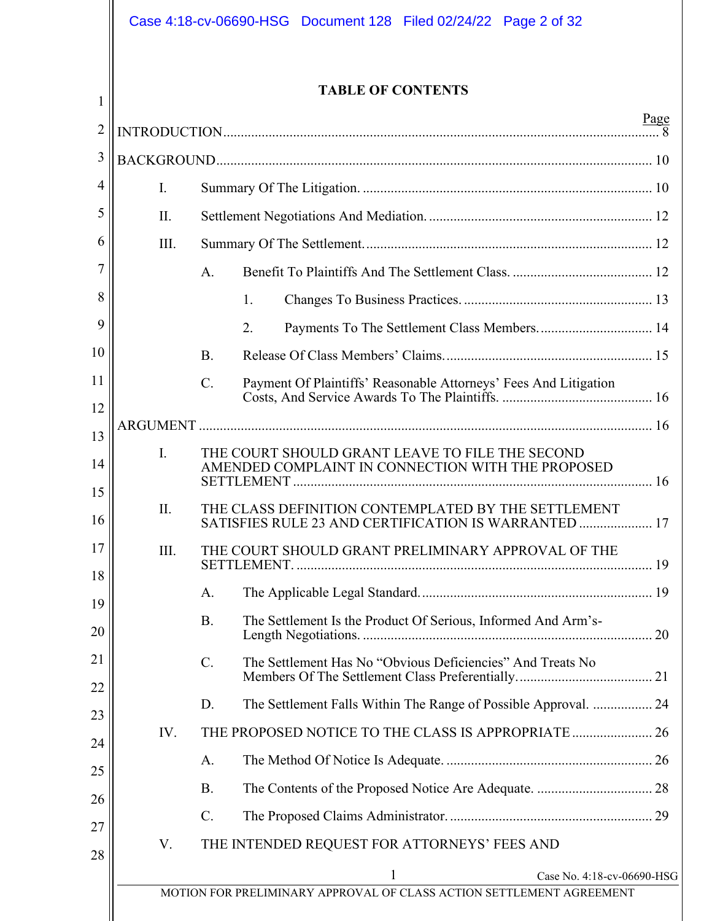# TABLE OF CONTENTS

| | Page |
|---|---|
| INTRODUCTION | 8 |
| BACKGROUND | 10 |
| I. Summary Of The Litigation. | 10 |
| II. Settlement Negotiations And Mediation. | 12 |
| III. Summary Of The Settlement. | 12 |
| A. Benefit To Plaintiffs And The Settlement Class. | 12 |
| 1. Changes To Business Practices. | 13 |
| 2. Payments To The Settlement Class Members. | 14 |
| B. Release Of Class Members' Claims. | 15 |
| C. Payment Of Plaintiffs' Reasonable Attorneys' Fees And Litigation Costs, And Service Awards To The Plaintiffs. | 16 |
| ARGUMENT | 16 |
| I. THE COURT SHOULD GRANT LEAVE TO FILE THE SECOND AMENDED COMPLAINT IN CONNECTION WITH THE PROPOSED SETTLEMENT | 16 |
| II. THE CLASS DEFINITION CONTEMPLATED BY THE SETTLEMENT SATISFIES RULE 23 AND CERTIFICATION IS WARRANTED | 17 |
| III. THE COURT SHOULD GRANT PRELIMINARY APPROVAL OF THE SETTLEMENT. | 19 |
| A. The Applicable Legal Standard. | 19 |
| B. The Settlement Is the Product Of Serious, Informed And Arm's-Length Negotiations. | 20 |
| C. The Settlement Has No "Obvious Deficiencies" And Treats No Members Of The Settlement Class Preferentially. | 21 |
| D. The Settlement Falls Within The Range of Possible Approval. | 24 |
| IV. THE PROPOSED NOTICE TO THE CLASS IS APPROPRIATE | 26 |
| A. The Method Of Notice Is Adequate. | 26 |
| B. The Contents of the Proposed Notice Are Adequate. | 28 |
| C. The Proposed Claims Administrator. | 29 |
| V. THE INTENDED REQUEST FOR ATTORNEYS' FEES AND | |

MOTION FOR PRELIMINARY APPROVAL OF CLASS ACTION SETTLEMENT AGREEMENT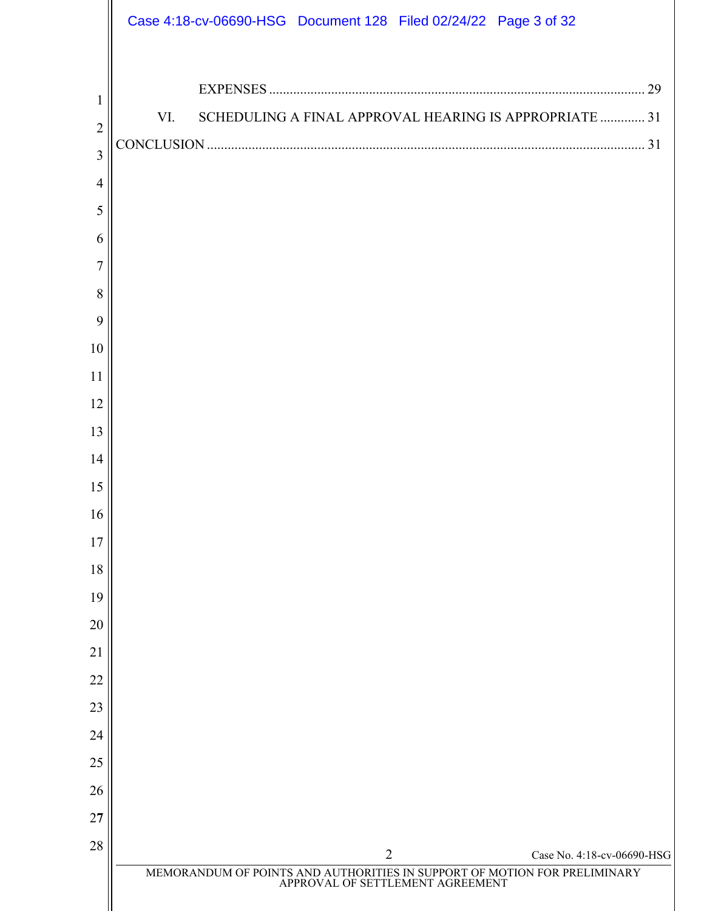EXPENSES ............................................................................................................. 29

VI. SCHEDULING A FINAL APPROVAL HEARING IS APPROPRIATE ............. 31

CONCLUSION ............................................................................................................. 31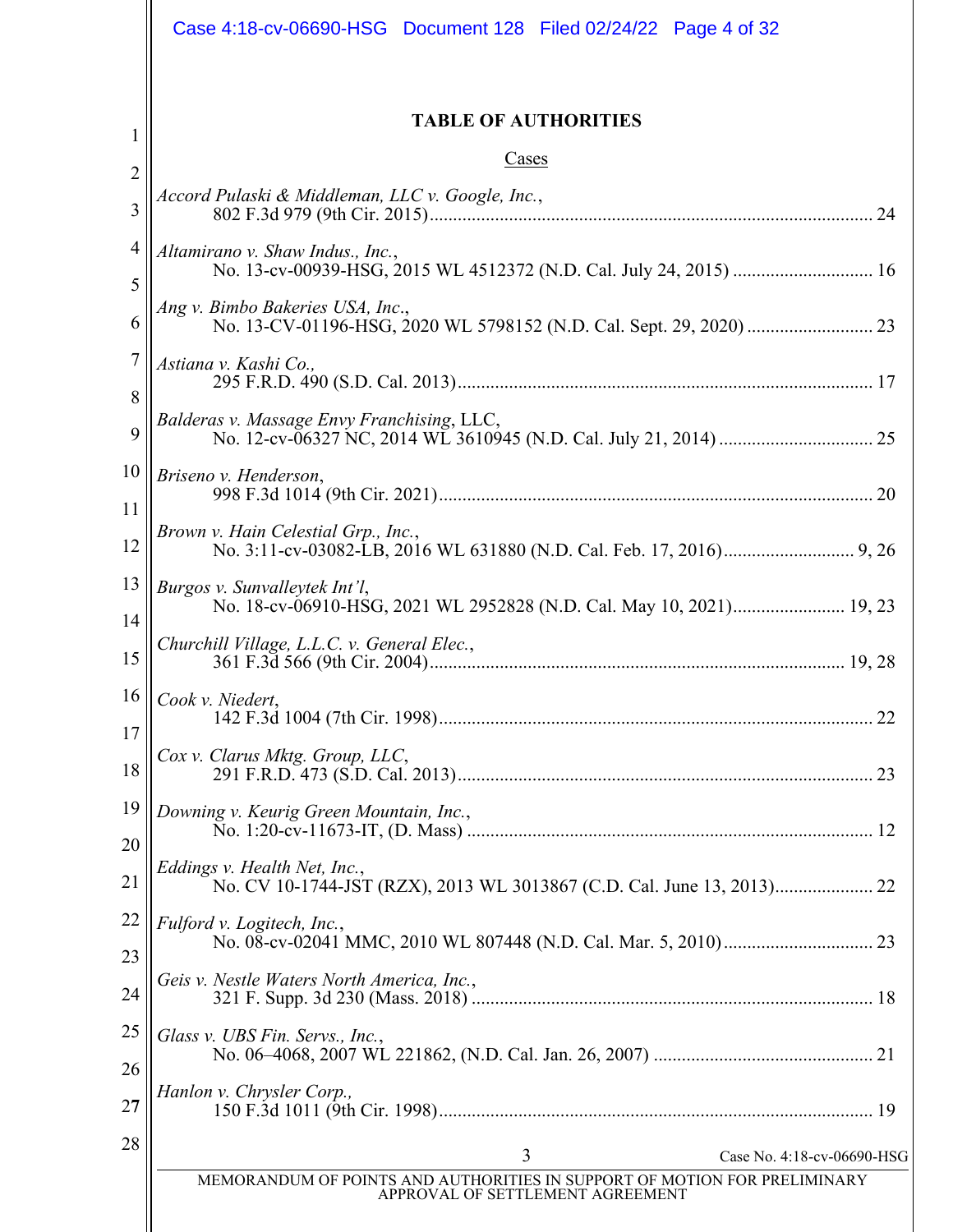## TABLE OF AUTHORITIES

Cases

*Accord Pulaski & Middleman, LLC v. Google, Inc.*,
802 F.3d 979 (9th Cir. 2015) .......... 24

*Altamirano v. Shaw Indus., Inc.*,
No. 13-cv-00939-HSG, 2015 WL 4512372 (N.D. Cal. July 24, 2015) .......... 16

*Ang v. Bimbo Bakeries USA, Inc.*,
No. 13-CV-01196-HSG, 2020 WL 5798152 (N.D. Cal. Sept. 29, 2020) .......... 23

*Astiana v. Kashi Co.*,
295 F.R.D. 490 (S.D. Cal. 2013) .......... 17

*Balderas v. Massage Envy Franchising*, LLC,
No. 12-cv-06327 NC, 2014 WL 3610945 (N.D. Cal. July 21, 2014) .......... 25

*Briseno v. Henderson*,
998 F.3d 1014 (9th Cir. 2021) .......... 20

*Brown v. Hain Celestial Grp., Inc.*,
No. 3:11-cv-03082-LB, 2016 WL 631880 (N.D. Cal. Feb. 17, 2016) .......... 9, 26

*Burgos v. Sunvalleytek Int'l*,
No. 18-cv-06910-HSG, 2021 WL 2952828 (N.D. Cal. May 10, 2021) .......... 19, 23

*Churchill Village, L.L.C. v. General Elec.*,
361 F.3d 566 (9th Cir. 2004) .......... 19, 28

*Cook v. Niedert*,
142 F.3d 1004 (7th Cir. 1998) .......... 22

*Cox v. Clarus Mktg. Group, LLC*,
291 F.R.D. 473 (S.D. Cal. 2013) .......... 23

*Downing v. Keurig Green Mountain, Inc.*,
No. 1:20-cv-11673-IT, (D. Mass) .......... 12

*Eddings v. Health Net, Inc.*,
No. CV 10-1744-JST (RZX), 2013 WL 3013867 (C.D. Cal. June 13, 2013) .......... 22

*Fulford v. Logitech, Inc.*,
No. 08-cv-02041 MMC, 2010 WL 807448 (N.D. Cal. Mar. 5, 2010) .......... 23

*Geis v. Nestle Waters North America, Inc.*,
321 F. Supp. 3d 230 (Mass. 2018) .......... 18

*Glass v. UBS Fin. Servs., Inc.*,
No. 06–4068, 2007 WL 221862, (N.D. Cal. Jan. 26, 2007) .......... 21

*Hanlon v. Chrysler Corp.*,
150 F.3d 1011 (9th Cir. 1998) .......... 19

MEMORANDUM OF POINTS AND AUTHORITIES IN SUPPORT OF MOTION FOR PRELIMINARY APPROVAL OF SETTLEMENT AGREEMENT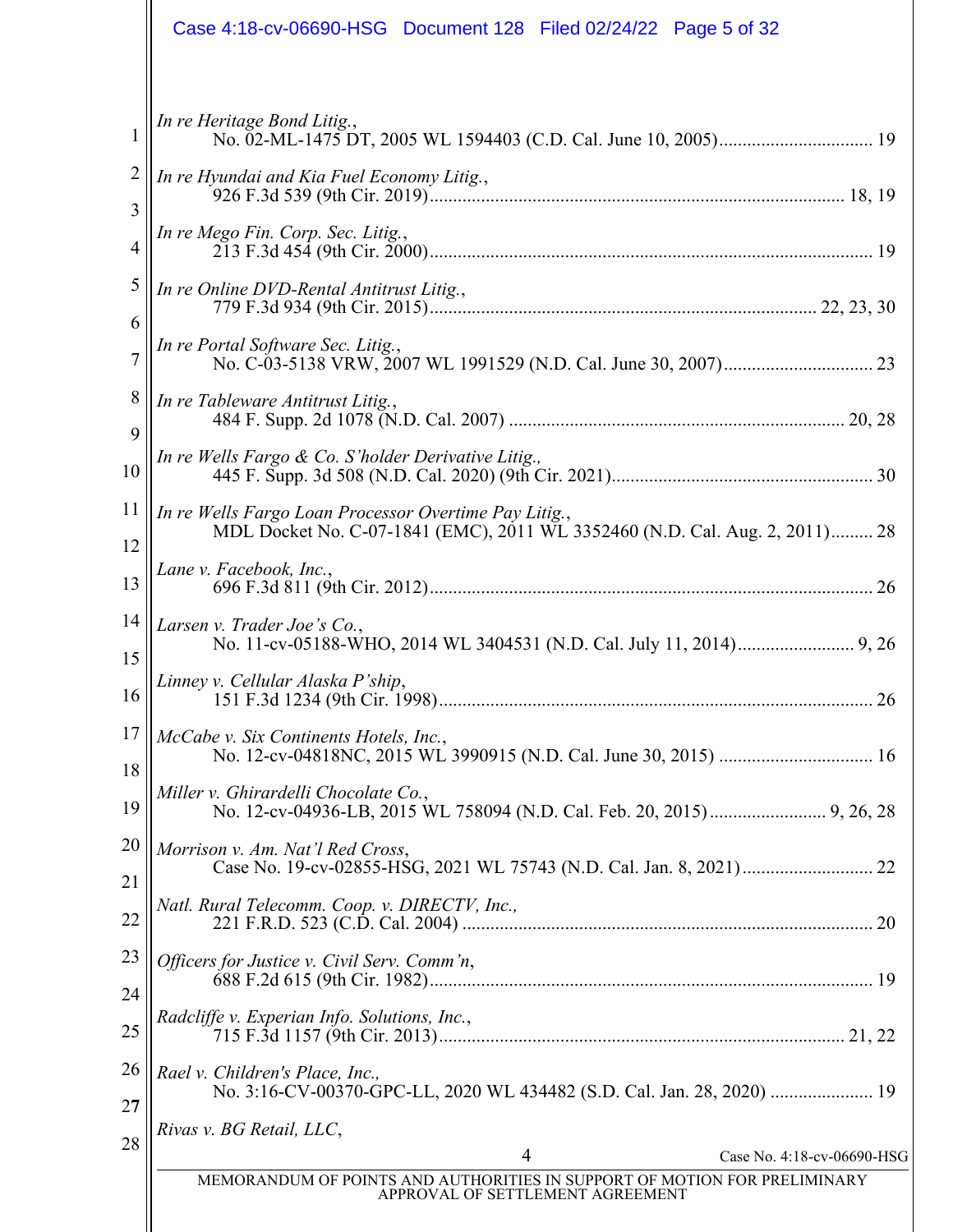*In re Heritage Bond Litig.*,
No. 02-ML-1475 DT, 2005 WL 1594403 (C.D. Cal. June 10, 2005)................................ 19

*In re Hyundai and Kia Fuel Economy Litig.*,
926 F.3d 539 (9th Cir. 2019)....................................................................................... 18, 19

*In re Mego Fin. Corp. Sec. Litig.*,
213 F.3d 454 (9th Cir. 2000)............................................................................................. 19

*In re Online DVD-Rental Antitrust Litig.*,
779 F.3d 934 (9th Cir. 2015)................................................................................ 22, 23, 30

*In re Portal Software Sec. Litig.*,
No. C-03-5138 VRW, 2007 WL 1991529 (N.D. Cal. June 30, 2007)............................... 23

*In re Tableware Antitrust Litig.*,
484 F. Supp. 2d 1078 (N.D. Cal. 2007) ...................................................................... 20, 28

*In re Wells Fargo & Co. S'holder Derivative Litig.,*
445 F. Supp. 3d 508 (N.D. Cal. 2020) (9th Cir. 2021)....................................................... 30

*In re Wells Fargo Loan Processor Overtime Pay Litig.*,
MDL Docket No. C-07-1841 (EMC), 2011 WL 3352460 (N.D. Cal. Aug. 2, 2011)......... 28

*Lane v. Facebook, Inc.*,
696 F.3d 811 (9th Cir. 2012)............................................................................................. 26

*Larsen v. Trader Joe's Co.*,
No. 11-cv-05188-WHO, 2014 WL 3404531 (N.D. Cal. July 11, 2014)........................ 9, 26

*Linney v. Cellular Alaska P'ship*,
151 F.3d 1234 (9th Cir. 1998)........................................................................................... 26

*McCabe v. Six Continents Hotels, Inc.*,
No. 12-cv-04818NC, 2015 WL 3990915 (N.D. Cal. June 30, 2015) ................................ 16

*Miller v. Ghirardelli Chocolate Co.*,
No. 12-cv-04936-LB, 2015 WL 758094 (N.D. Cal. Feb. 20, 2015)........................ 9, 26, 28

*Morrison v. Am. Nat'l Red Cross*,
Case No. 19-cv-02855-HSG, 2021 WL 75743 (N.D. Cal. Jan. 8, 2021)........................... 22

*Natl. Rural Telecomm. Coop. v. DIRECTV, Inc.,*
221 F.R.D. 523 (C.D. Cal. 2004) ...................................................................................... 20

*Officers for Justice v. Civil Serv. Comm'n*,
688 F.2d 615 (9th Cir. 1982)............................................................................................. 19

*Radcliffe v. Experian Info. Solutions, Inc.*,
715 F.3d 1157 (9th Cir. 2013)...................................................................................... 21, 22

*Rael v. Children's Place, Inc.,*
No. 3:16-CV-00370-GPC-LL, 2020 WL 434482 (S.D. Cal. Jan. 28, 2020) ..................... 19

*Rivas v. BG Retail, LLC*,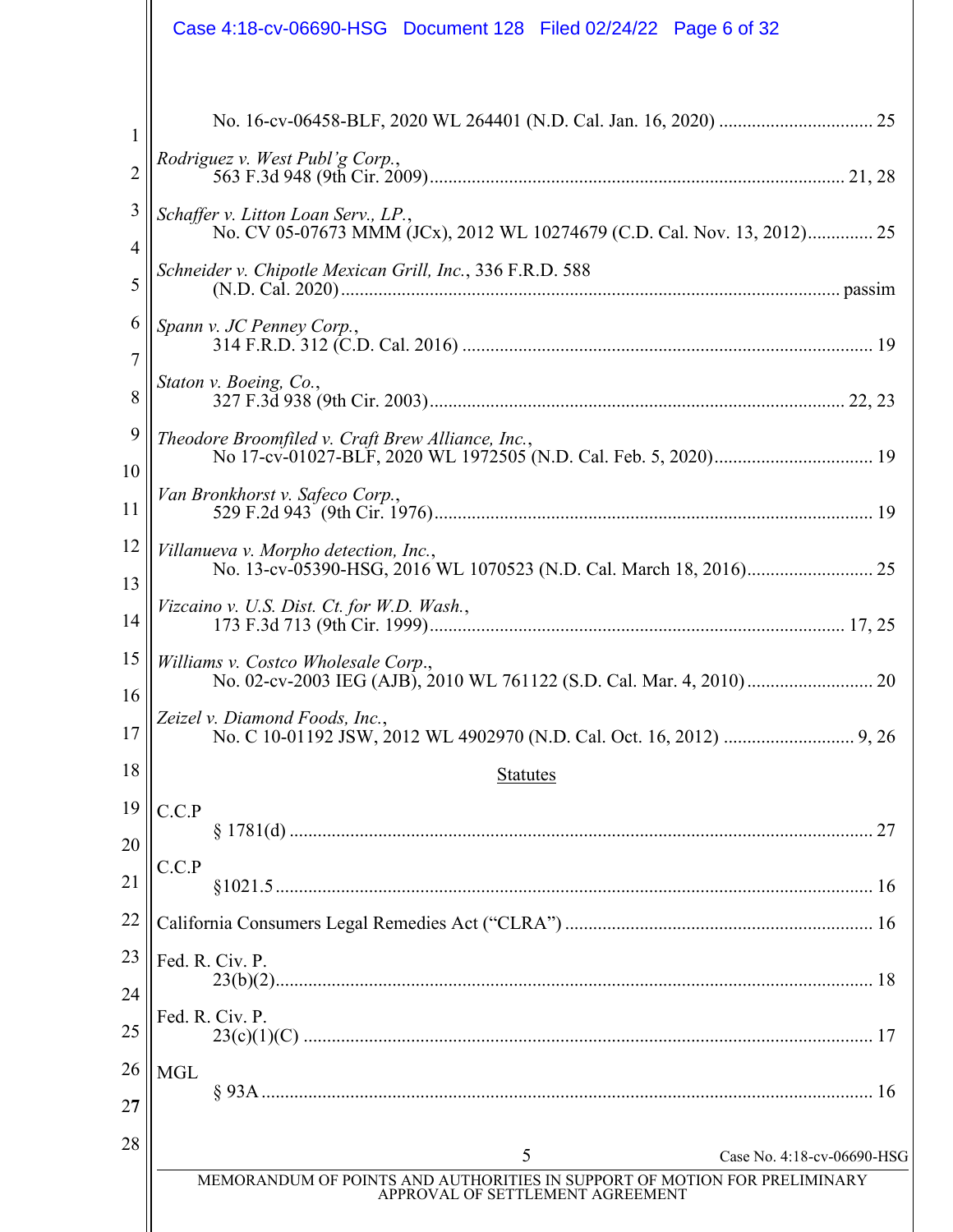No. 16-cv-06458-BLF, 2020 WL 264401 (N.D. Cal. Jan. 16, 2020) ................................. 25

*Rodriguez v. West Publ'g Corp.*,
563 F.3d 948 (9th Cir. 2009)........................................................................................ 21, 28

*Schaffer v. Litton Loan Serv., LP.*,
No. CV 05-07673 MMM (JCx), 2012 WL 10274679 (C.D. Cal. Nov. 13, 2012).............. 25

*Schneider v. Chipotle Mexican Grill, Inc.*, 336 F.R.D. 588
(N.D. Cal. 2020)......................................................................................................... passim

*Spann v. JC Penney Corp.*,
314 F.R.D. 312 (C.D. Cal. 2016) ....................................................................................... 19

*Staton v. Boeing, Co.*,
327 F.3d 938 (9th Cir. 2003)........................................................................................ 22, 23

*Theodore Broomfiled v. Craft Brew Alliance, Inc.*,
No 17-cv-01027-BLF, 2020 WL 1972505 (N.D. Cal. Feb. 5, 2020)................................. 19

*Van Bronkhorst v. Safeco Corp.*,
529 F.2d 943 (9th Cir. 1976)............................................................................................. 19

*Villanueva v. Morpho detection, Inc.*,
No. 13-cv-05390-HSG, 2016 WL 1070523 (N.D. Cal. March 18, 2016).......................... 25

*Vizcaino v. U.S. Dist. Ct. for W.D. Wash.*,
173 F.3d 713 (9th Cir. 1999)....................................................................................... 17, 25

*Williams v. Costco Wholesale Corp*.,
No. 02-cv-2003 IEG (AJB), 2010 WL 761122 (S.D. Cal. Mar. 4, 2010)........................... 20

*Zeizel v. Diamond Foods, Inc.*,
No. C 10-01192 JSW, 2012 WL 4902970 (N.D. Cal. Oct. 16, 2012) ............................ 9, 26

## Statutes

C.C.P
§ 1781(d) ............................................................................................................................ 27

C.C.P
§1021.5............................................................................................................................... 16

California Consumers Legal Remedies Act ("CLRA") ................................................................ 16

Fed. R. Civ. P.
23(b)(2)............................................................................................................................... 18

Fed. R. Civ. P.
23(c)(1)(C) ......................................................................................................................... 17

MGL
§ 93A .................................................................................................................................. 16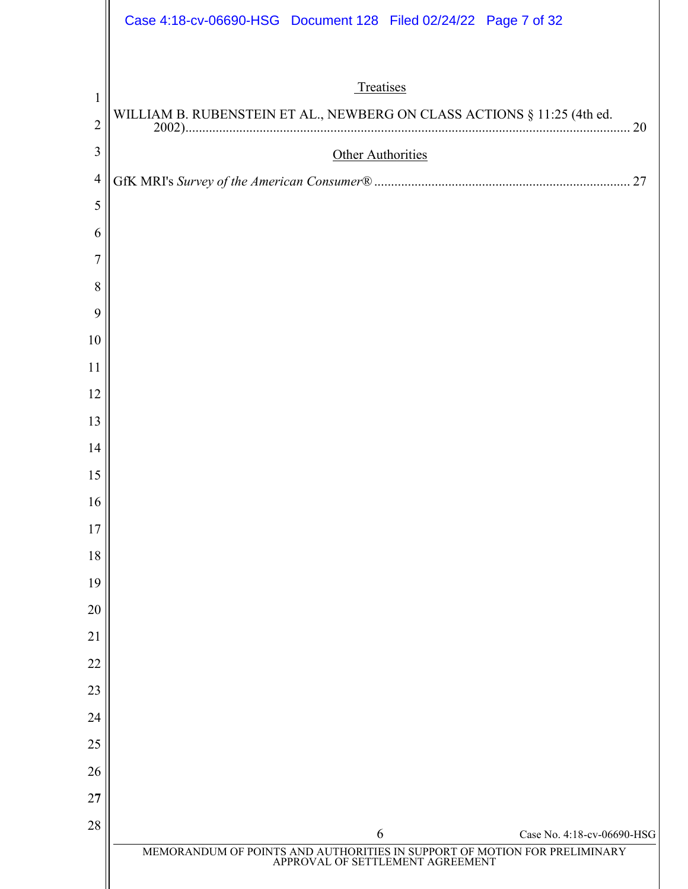## Treatises

WILLIAM B. RUBENSTEIN ET AL., NEWBERG ON CLASS ACTIONS § 11:25 (4th ed. 2002)........................................................................................................................ 20

## Other Authorities

GfK MRI's *Survey of the American Consumer®* ........................................................................... 27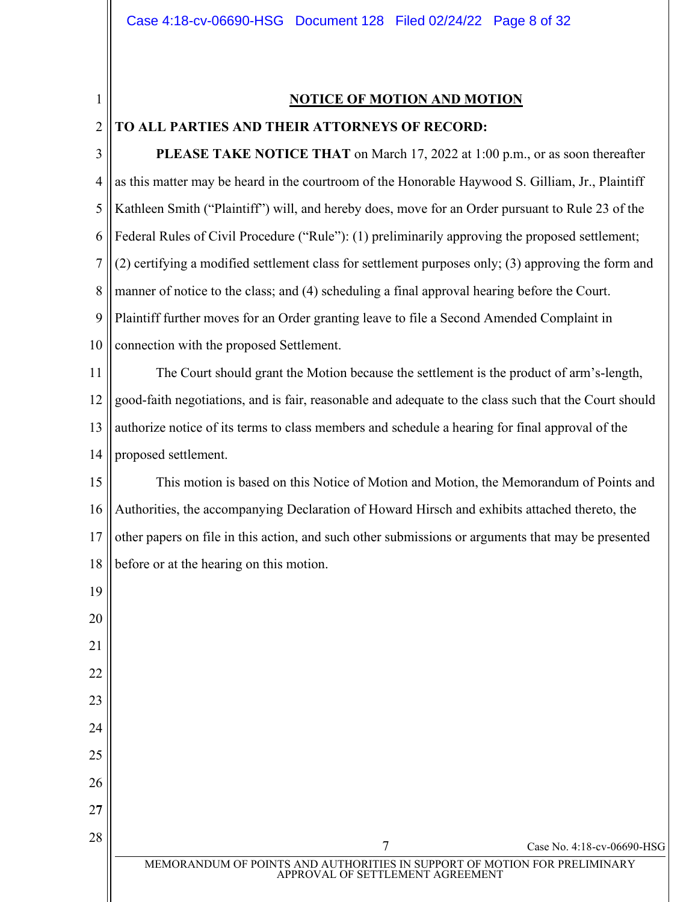## NOTICE OF MOTION AND MOTION

**TO ALL PARTIES AND THEIR ATTORNEYS OF RECORD:**

**PLEASE TAKE NOTICE THAT** on March 17, 2022 at 1:00 p.m., or as soon thereafter as this matter may be heard in the courtroom of the Honorable Haywood S. Gilliam, Jr., Plaintiff Kathleen Smith ("Plaintiff") will, and hereby does, move for an Order pursuant to Rule 23 of the Federal Rules of Civil Procedure ("Rule"): (1) preliminarily approving the proposed settlement; (2) certifying a modified settlement class for settlement purposes only; (3) approving the form and manner of notice to the class; and (4) scheduling a final approval hearing before the Court. Plaintiff further moves for an Order granting leave to file a Second Amended Complaint in connection with the proposed Settlement.

The Court should grant the Motion because the settlement is the product of arm's-length, good-faith negotiations, and is fair, reasonable and adequate to the class such that the Court should authorize notice of its terms to class members and schedule a hearing for final approval of the proposed settlement.

This motion is based on this Notice of Motion and Motion, the Memorandum of Points and Authorities, the accompanying Declaration of Howard Hirsch and exhibits attached thereto, the other papers on file in this action, and such other submissions or arguments that may be presented before or at the hearing on this motion.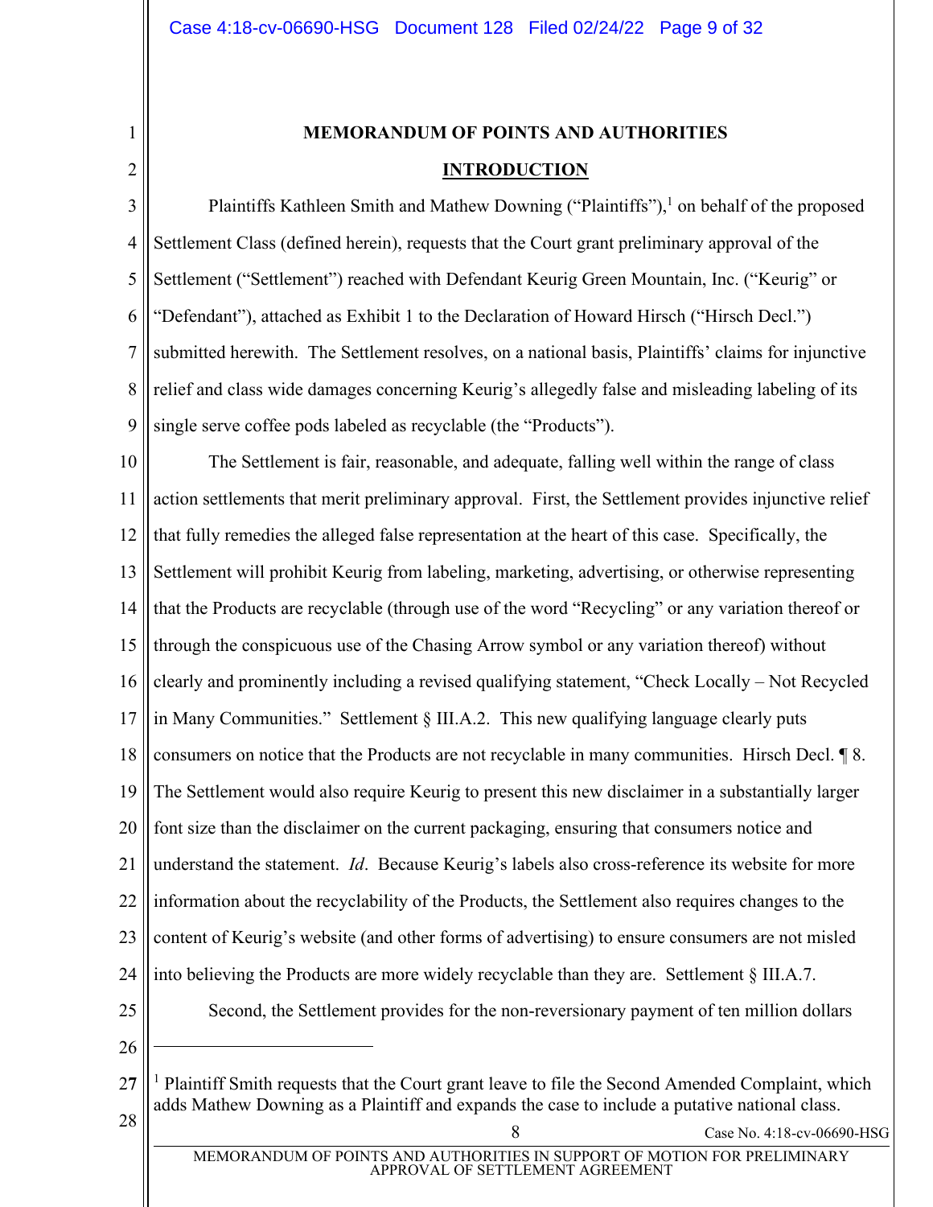**MEMORANDUM OF POINTS AND AUTHORITIES**

**INTRODUCTION**

Plaintiffs Kathleen Smith and Mathew Downing ("Plaintiffs"),[1] on behalf of the proposed Settlement Class (defined herein), requests that the Court grant preliminary approval of the Settlement ("Settlement") reached with Defendant Keurig Green Mountain, Inc. ("Keurig" or "Defendant"), attached as Exhibit 1 to the Declaration of Howard Hirsch ("Hirsch Decl.") submitted herewith. The Settlement resolves, on a national basis, Plaintiffs' claims for injunctive relief and class wide damages concerning Keurig's allegedly false and misleading labeling of its single serve coffee pods labeled as recyclable (the "Products").

The Settlement is fair, reasonable, and adequate, falling well within the range of class action settlements that merit preliminary approval. First, the Settlement provides injunctive relief that fully remedies the alleged false representation at the heart of this case. Specifically, the Settlement will prohibit Keurig from labeling, marketing, advertising, or otherwise representing that the Products are recyclable (through use of the word "Recycling" or any variation thereof or through the conspicuous use of the Chasing Arrow symbol or any variation thereof) without clearly and prominently including a revised qualifying statement, "Check Locally – Not Recycled in Many Communities." Settlement § III.A.2. This new qualifying language clearly puts consumers on notice that the Products are not recyclable in many communities. Hirsch Decl. ¶ 8. The Settlement would also require Keurig to present this new disclaimer in a substantially larger font size than the disclaimer on the current packaging, ensuring that consumers notice and understand the statement. *Id*. Because Keurig's labels also cross-reference its website for more information about the recyclability of the Products, the Settlement also requires changes to the content of Keurig's website (and other forms of advertising) to ensure consumers are not misled into believing the Products are more widely recyclable than they are. Settlement § III.A.7.

Second, the Settlement provides for the non-reversionary payment of ten million dollars

---

[1] Plaintiff Smith requests that the Court grant leave to file the Second Amended Complaint, which adds Mathew Downing as a Plaintiff and expands the case to include a putative national class.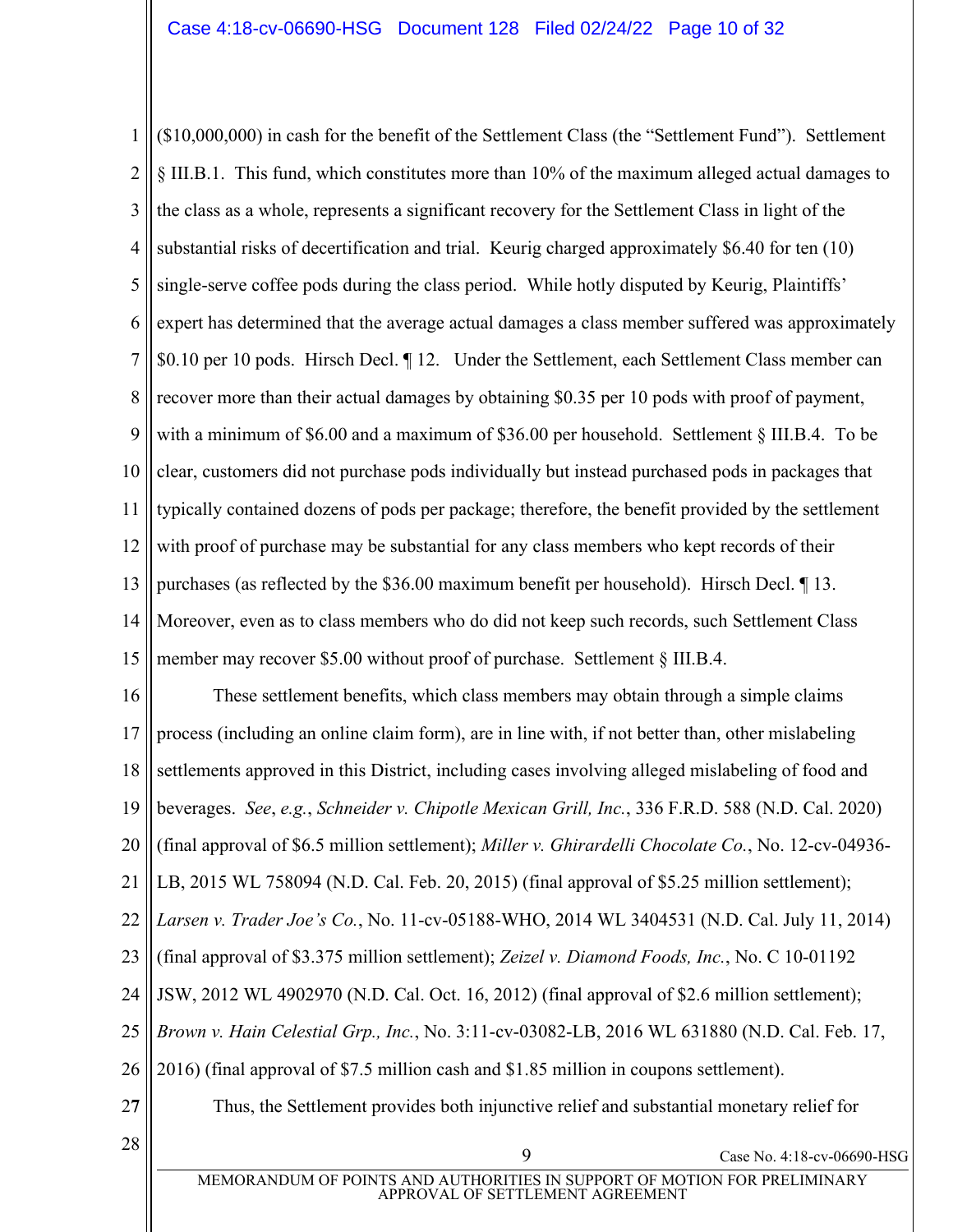($10,000,000) in cash for the benefit of the Settlement Class (the "Settlement Fund"). Settlement § III.B.1. This fund, which constitutes more than 10% of the maximum alleged actual damages to the class as a whole, represents a significant recovery for the Settlement Class in light of the substantial risks of decertification and trial. Keurig charged approximately $6.40 for ten (10) single-serve coffee pods during the class period. While hotly disputed by Keurig, Plaintiffs' expert has determined that the average actual damages a class member suffered was approximately $0.10 per 10 pods. Hirsch Decl. ¶ 12. Under the Settlement, each Settlement Class member can recover more than their actual damages by obtaining $0.35 per 10 pods with proof of payment, with a minimum of $6.00 and a maximum of $36.00 per household. Settlement § III.B.4. To be clear, customers did not purchase pods individually but instead purchased pods in packages that typically contained dozens of pods per package; therefore, the benefit provided by the settlement with proof of purchase may be substantial for any class members who kept records of their purchases (as reflected by the $36.00 maximum benefit per household). Hirsch Decl. ¶ 13. Moreover, even as to class members who do did not keep such records, such Settlement Class member may recover $5.00 without proof of purchase. Settlement § III.B.4.

These settlement benefits, which class members may obtain through a simple claims process (including an online claim form), are in line with, if not better than, other mislabeling settlements approved in this District, including cases involving alleged mislabeling of food and beverages. *See*, *e.g.*, *Schneider v. Chipotle Mexican Grill, Inc.*, 336 F.R.D. 588 (N.D. Cal. 2020) (final approval of $6.5 million settlement); *Miller v. Ghirardelli Chocolate Co.*, No. 12-cv-04936-LB, 2015 WL 758094 (N.D. Cal. Feb. 20, 2015) (final approval of $5.25 million settlement); *Larsen v. Trader Joe's Co.*, No. 11-cv-05188-WHO, 2014 WL 3404531 (N.D. Cal. July 11, 2014) (final approval of $3.375 million settlement); *Zeizel v. Diamond Foods, Inc.*, No. C 10-01192 JSW, 2012 WL 4902970 (N.D. Cal. Oct. 16, 2012) (final approval of $2.6 million settlement); *Brown v. Hain Celestial Grp., Inc.*, No. 3:11-cv-03082-LB, 2016 WL 631880 (N.D. Cal. Feb. 17, 2016) (final approval of $7.5 million cash and $1.85 million in coupons settlement).

Thus, the Settlement provides both injunctive relief and substantial monetary relief for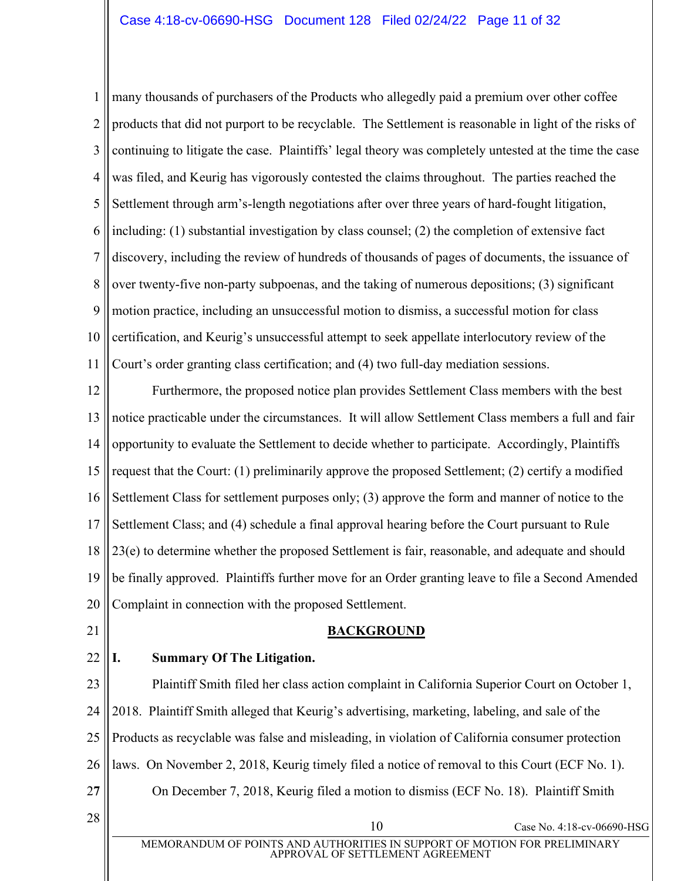many thousands of purchasers of the Products who allegedly paid a premium over other coffee products that did not purport to be recyclable. The Settlement is reasonable in light of the risks of continuing to litigate the case. Plaintiffs' legal theory was completely untested at the time the case was filed, and Keurig has vigorously contested the claims throughout. The parties reached the Settlement through arm's-length negotiations after over three years of hard-fought litigation, including: (1) substantial investigation by class counsel; (2) the completion of extensive fact discovery, including the review of hundreds of thousands of pages of documents, the issuance of over twenty-five non-party subpoenas, and the taking of numerous depositions; (3) significant motion practice, including an unsuccessful motion to dismiss, a successful motion for class certification, and Keurig's unsuccessful attempt to seek appellate interlocutory review of the Court's order granting class certification; and (4) two full-day mediation sessions.

Furthermore, the proposed notice plan provides Settlement Class members with the best notice practicable under the circumstances. It will allow Settlement Class members a full and fair opportunity to evaluate the Settlement to decide whether to participate. Accordingly, Plaintiffs request that the Court: (1) preliminarily approve the proposed Settlement; (2) certify a modified Settlement Class for settlement purposes only; (3) approve the form and manner of notice to the Settlement Class; and (4) schedule a final approval hearing before the Court pursuant to Rule 23(e) to determine whether the proposed Settlement is fair, reasonable, and adequate and should be finally approved. Plaintiffs further move for an Order granting leave to file a Second Amended Complaint in connection with the proposed Settlement.

## BACKGROUND

### I. Summary Of The Litigation.

Plaintiff Smith filed her class action complaint in California Superior Court on October 1, 2018. Plaintiff Smith alleged that Keurig's advertising, marketing, labeling, and sale of the Products as recyclable was false and misleading, in violation of California consumer protection laws. On November 2, 2018, Keurig timely filed a notice of removal to this Court (ECF No. 1).

On December 7, 2018, Keurig filed a motion to dismiss (ECF No. 18). Plaintiff Smith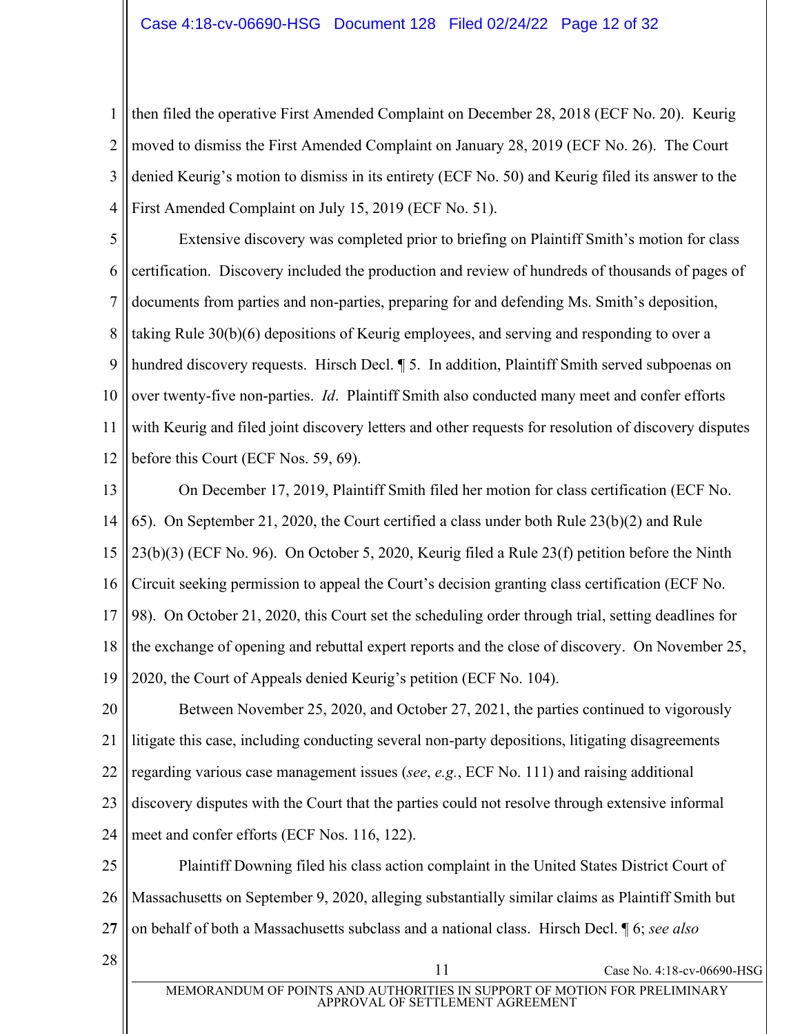then filed the operative First Amended Complaint on December 28, 2018 (ECF No. 20). Keurig moved to dismiss the First Amended Complaint on January 28, 2019 (ECF No. 26). The Court denied Keurig's motion to dismiss in its entirety (ECF No. 50) and Keurig filed its answer to the First Amended Complaint on July 15, 2019 (ECF No. 51).

Extensive discovery was completed prior to briefing on Plaintiff Smith's motion for class certification. Discovery included the production and review of hundreds of thousands of pages of documents from parties and non-parties, preparing for and defending Ms. Smith's deposition, taking Rule 30(b)(6) depositions of Keurig employees, and serving and responding to over a hundred discovery requests. Hirsch Decl. ¶ 5. In addition, Plaintiff Smith served subpoenas on over twenty-five non-parties. *Id*. Plaintiff Smith also conducted many meet and confer efforts with Keurig and filed joint discovery letters and other requests for resolution of discovery disputes before this Court (ECF Nos. 59, 69).

On December 17, 2019, Plaintiff Smith filed her motion for class certification (ECF No. 65). On September 21, 2020, the Court certified a class under both Rule 23(b)(2) and Rule 23(b)(3) (ECF No. 96). On October 5, 2020, Keurig filed a Rule 23(f) petition before the Ninth Circuit seeking permission to appeal the Court's decision granting class certification (ECF No. 98). On October 21, 2020, this Court set the scheduling order through trial, setting deadlines for the exchange of opening and rebuttal expert reports and the close of discovery. On November 25, 2020, the Court of Appeals denied Keurig's petition (ECF No. 104).

Between November 25, 2020, and October 27, 2021, the parties continued to vigorously litigate this case, including conducting several non-party depositions, litigating disagreements regarding various case management issues (*see*, *e.g.*, ECF No. 111) and raising additional discovery disputes with the Court that the parties could not resolve through extensive informal meet and confer efforts (ECF Nos. 116, 122).

Plaintiff Downing filed his class action complaint in the United States District Court of Massachusetts on September 9, 2020, alleging substantially similar claims as Plaintiff Smith but on behalf of both a Massachusetts subclass and a national class. Hirsch Decl. ¶ 6; *see also*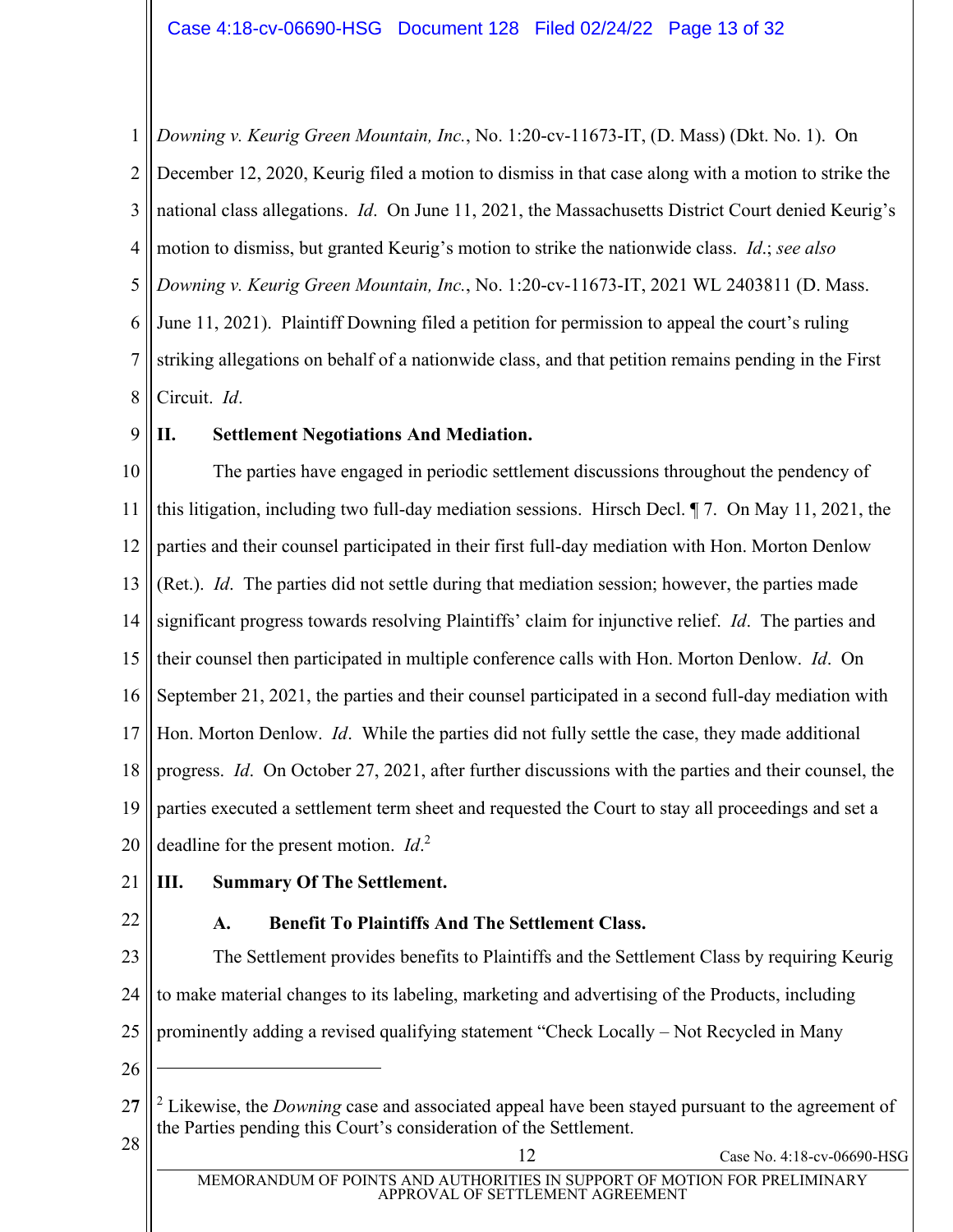*Downing v. Keurig Green Mountain, Inc.*, No. 1:20-cv-11673-IT, (D. Mass) (Dkt. No. 1). On December 12, 2020, Keurig filed a motion to dismiss in that case along with a motion to strike the national class allegations. *Id*. On June 11, 2021, the Massachusetts District Court denied Keurig's motion to dismiss, but granted Keurig's motion to strike the nationwide class. *Id*.; *see also Downing v. Keurig Green Mountain, Inc.*, No. 1:20-cv-11673-IT, 2021 WL 2403811 (D. Mass. June 11, 2021). Plaintiff Downing filed a petition for permission to appeal the court's ruling striking allegations on behalf of a nationwide class, and that petition remains pending in the First Circuit. *Id*.

## II. Settlement Negotiations And Mediation.

The parties have engaged in periodic settlement discussions throughout the pendency of this litigation, including two full-day mediation sessions. Hirsch Decl. ¶ 7. On May 11, 2021, the parties and their counsel participated in their first full-day mediation with Hon. Morton Denlow (Ret.). *Id*. The parties did not settle during that mediation session; however, the parties made significant progress towards resolving Plaintiffs' claim for injunctive relief. *Id*. The parties and their counsel then participated in multiple conference calls with Hon. Morton Denlow. *Id*. On September 21, 2021, the parties and their counsel participated in a second full-day mediation with Hon. Morton Denlow. *Id*. While the parties did not fully settle the case, they made additional progress. *Id*. On October 27, 2021, after further discussions with the parties and their counsel, the parties executed a settlement term sheet and requested the Court to stay all proceedings and set a deadline for the present motion. *Id*.[2]

## III. Summary Of The Settlement.

### A. Benefit To Plaintiffs And The Settlement Class.

The Settlement provides benefits to Plaintiffs and the Settlement Class by requiring Keurig to make material changes to its labeling, marketing and advertising of the Products, including prominently adding a revised qualifying statement "Check Locally – Not Recycled in Many

---

[2] Likewise, the *Downing* case and associated appeal have been stayed pursuant to the agreement of the Parties pending this Court's consideration of the Settlement.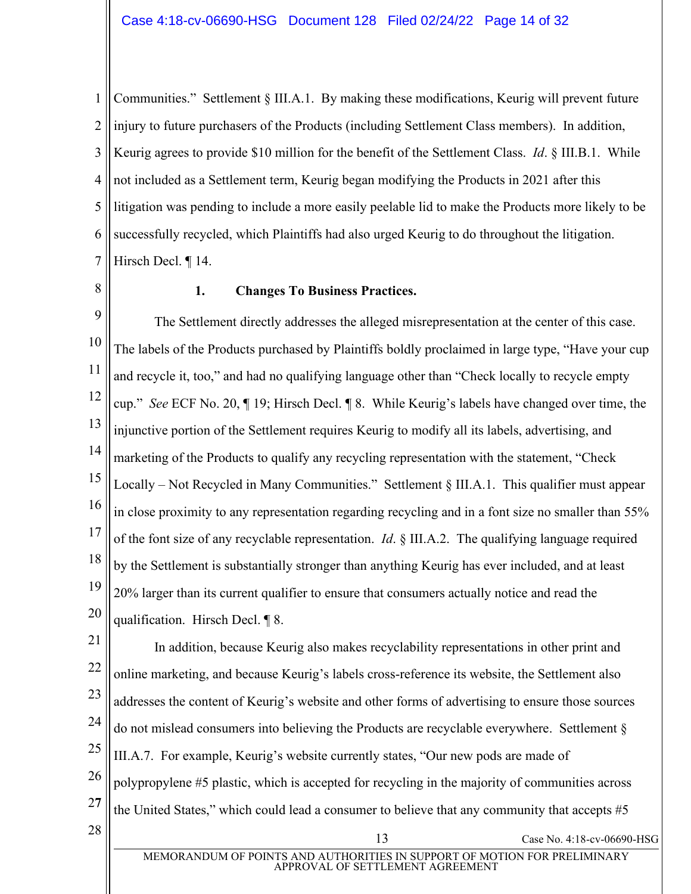Communities." Settlement § III.A.1. By making these modifications, Keurig will prevent future injury to future purchasers of the Products (including Settlement Class members). In addition, Keurig agrees to provide $10 million for the benefit of the Settlement Class. *Id*. § III.B.1. While not included as a Settlement term, Keurig began modifying the Products in 2021 after this litigation was pending to include a more easily peelable lid to make the Products more likely to be successfully recycled, which Plaintiffs had also urged Keurig to do throughout the litigation. Hirsch Decl. ¶ 14.

**1. Changes To Business Practices.**

The Settlement directly addresses the alleged misrepresentation at the center of this case. The labels of the Products purchased by Plaintiffs boldly proclaimed in large type, "Have your cup and recycle it, too," and had no qualifying language other than "Check locally to recycle empty cup." *See* ECF No. 20, ¶ 19; Hirsch Decl. ¶ 8. While Keurig's labels have changed over time, the injunctive portion of the Settlement requires Keurig to modify all its labels, advertising, and marketing of the Products to qualify any recycling representation with the statement, "Check Locally – Not Recycled in Many Communities." Settlement § III.A.1. This qualifier must appear in close proximity to any representation regarding recycling and in a font size no smaller than 55% of the font size of any recyclable representation. *Id*. § III.A.2. The qualifying language required by the Settlement is substantially stronger than anything Keurig has ever included, and at least 20% larger than its current qualifier to ensure that consumers actually notice and read the qualification. Hirsch Decl. ¶ 8.

In addition, because Keurig also makes recyclability representations in other print and online marketing, and because Keurig's labels cross-reference its website, the Settlement also addresses the content of Keurig's website and other forms of advertising to ensure those sources do not mislead consumers into believing the Products are recyclable everywhere. Settlement § III.A.7. For example, Keurig's website currently states, "Our new pods are made of polypropylene #5 plastic, which is accepted for recycling in the majority of communities across the United States," which could lead a consumer to believe that any community that accepts #5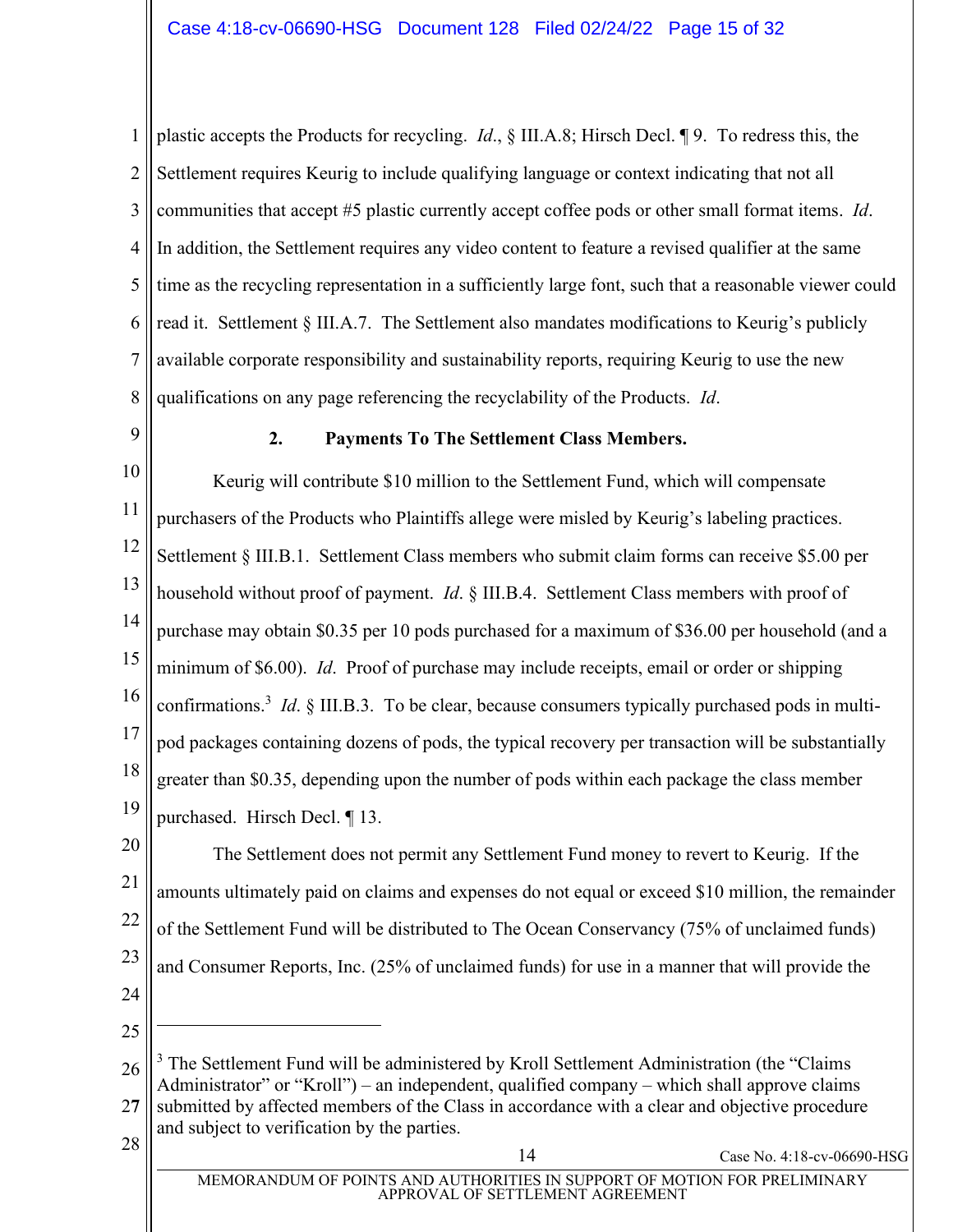plastic accepts the Products for recycling. *Id*., § III.A.8; Hirsch Decl. ¶ 9. To redress this, the Settlement requires Keurig to include qualifying language or context indicating that not all communities that accept #5 plastic currently accept coffee pods or other small format items. *Id*. In addition, the Settlement requires any video content to feature a revised qualifier at the same time as the recycling representation in a sufficiently large font, such that a reasonable viewer could read it. Settlement § III.A.7. The Settlement also mandates modifications to Keurig's publicly available corporate responsibility and sustainability reports, requiring Keurig to use the new qualifications on any page referencing the recyclability of the Products. *Id*.

**2. Payments To The Settlement Class Members.**

Keurig will contribute $10 million to the Settlement Fund, which will compensate purchasers of the Products who Plaintiffs allege were misled by Keurig's labeling practices. Settlement § III.B.1. Settlement Class members who submit claim forms can receive $5.00 per household without proof of payment. *Id*. § III.B.4. Settlement Class members with proof of purchase may obtain $0.35 per 10 pods purchased for a maximum of $36.00 per household (and a minimum of $6.00). *Id*. Proof of purchase may include receipts, email or order or shipping confirmations.[3] *Id*. § III.B.3. To be clear, because consumers typically purchased pods in multi-pod packages containing dozens of pods, the typical recovery per transaction will be substantially greater than $0.35, depending upon the number of pods within each package the class member purchased. Hirsch Decl. ¶ 13.

The Settlement does not permit any Settlement Fund money to revert to Keurig. If the amounts ultimately paid on claims and expenses do not equal or exceed $10 million, the remainder of the Settlement Fund will be distributed to The Ocean Conservancy (75% of unclaimed funds) and Consumer Reports, Inc. (25% of unclaimed funds) for use in a manner that will provide the

---

[3] The Settlement Fund will be administered by Kroll Settlement Administration (the "Claims Administrator" or "Kroll") – an independent, qualified company – which shall approve claims submitted by affected members of the Class in accordance with a clear and objective procedure and subject to verification by the parties.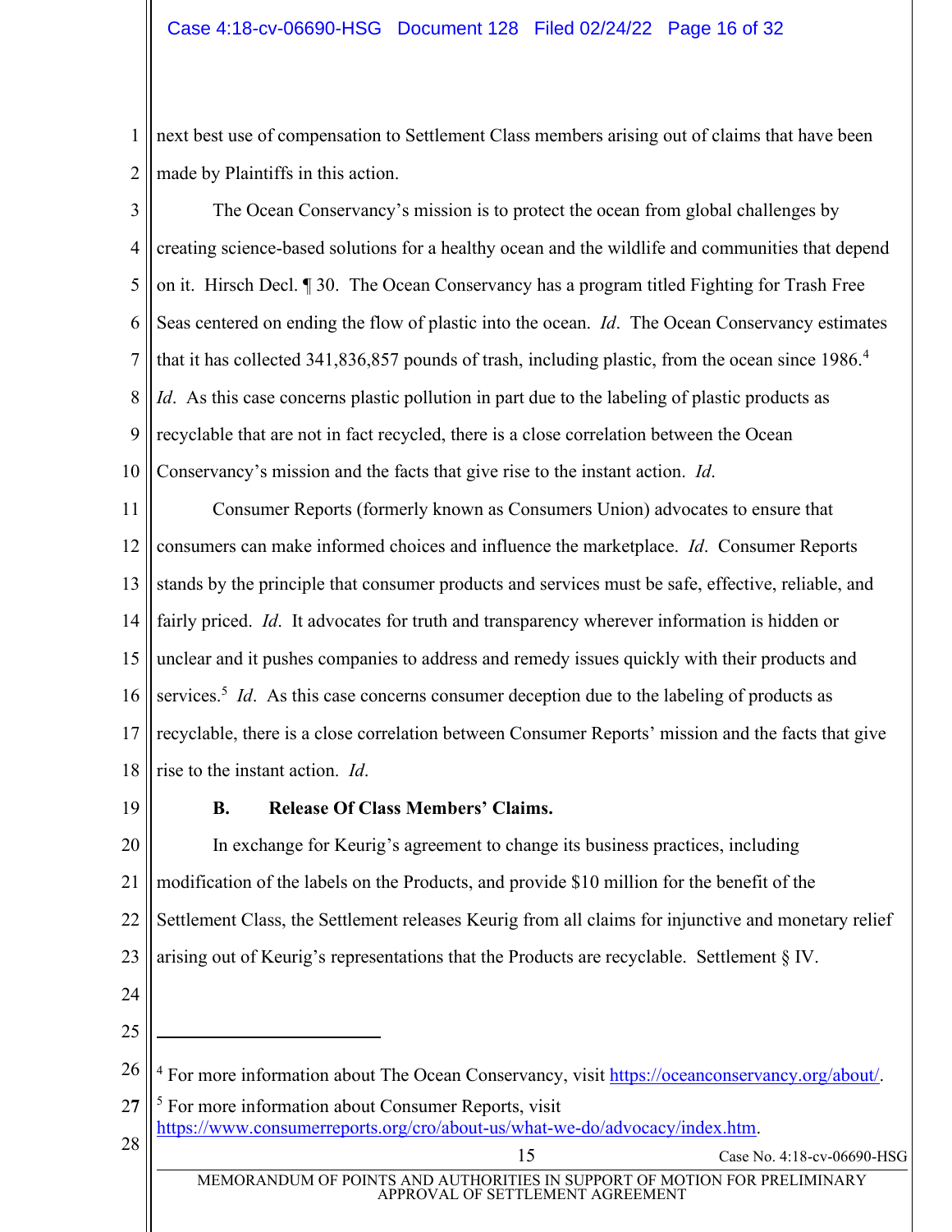next best use of compensation to Settlement Class members arising out of claims that have been made by Plaintiffs in this action.

The Ocean Conservancy's mission is to protect the ocean from global challenges by creating science-based solutions for a healthy ocean and the wildlife and communities that depend on it. Hirsch Decl. ¶ 30. The Ocean Conservancy has a program titled Fighting for Trash Free Seas centered on ending the flow of plastic into the ocean. *Id*. The Ocean Conservancy estimates that it has collected 341,836,857 pounds of trash, including plastic, from the ocean since 1986.[4] *Id*. As this case concerns plastic pollution in part due to the labeling of plastic products as recyclable that are not in fact recycled, there is a close correlation between the Ocean Conservancy's mission and the facts that give rise to the instant action. *Id*.

Consumer Reports (formerly known as Consumers Union) advocates to ensure that consumers can make informed choices and influence the marketplace. *Id*. Consumer Reports stands by the principle that consumer products and services must be safe, effective, reliable, and fairly priced. *Id*. It advocates for truth and transparency wherever information is hidden or unclear and it pushes companies to address and remedy issues quickly with their products and services.[5] *Id*. As this case concerns consumer deception due to the labeling of products as recyclable, there is a close correlation between Consumer Reports' mission and the facts that give rise to the instant action. *Id*.

**B. Release Of Class Members' Claims.**

In exchange for Keurig's agreement to change its business practices, including modification of the labels on the Products, and provide $10 million for the benefit of the Settlement Class, the Settlement releases Keurig from all claims for injunctive and monetary relief arising out of Keurig's representations that the Products are recyclable. Settlement § IV.

---

[4] For more information about The Ocean Conservancy, visit https://oceanconservancy.org/about/.

[5] For more information about Consumer Reports, visit https://www.consumerreports.org/cro/about-us/what-we-do/advocacy/index.htm.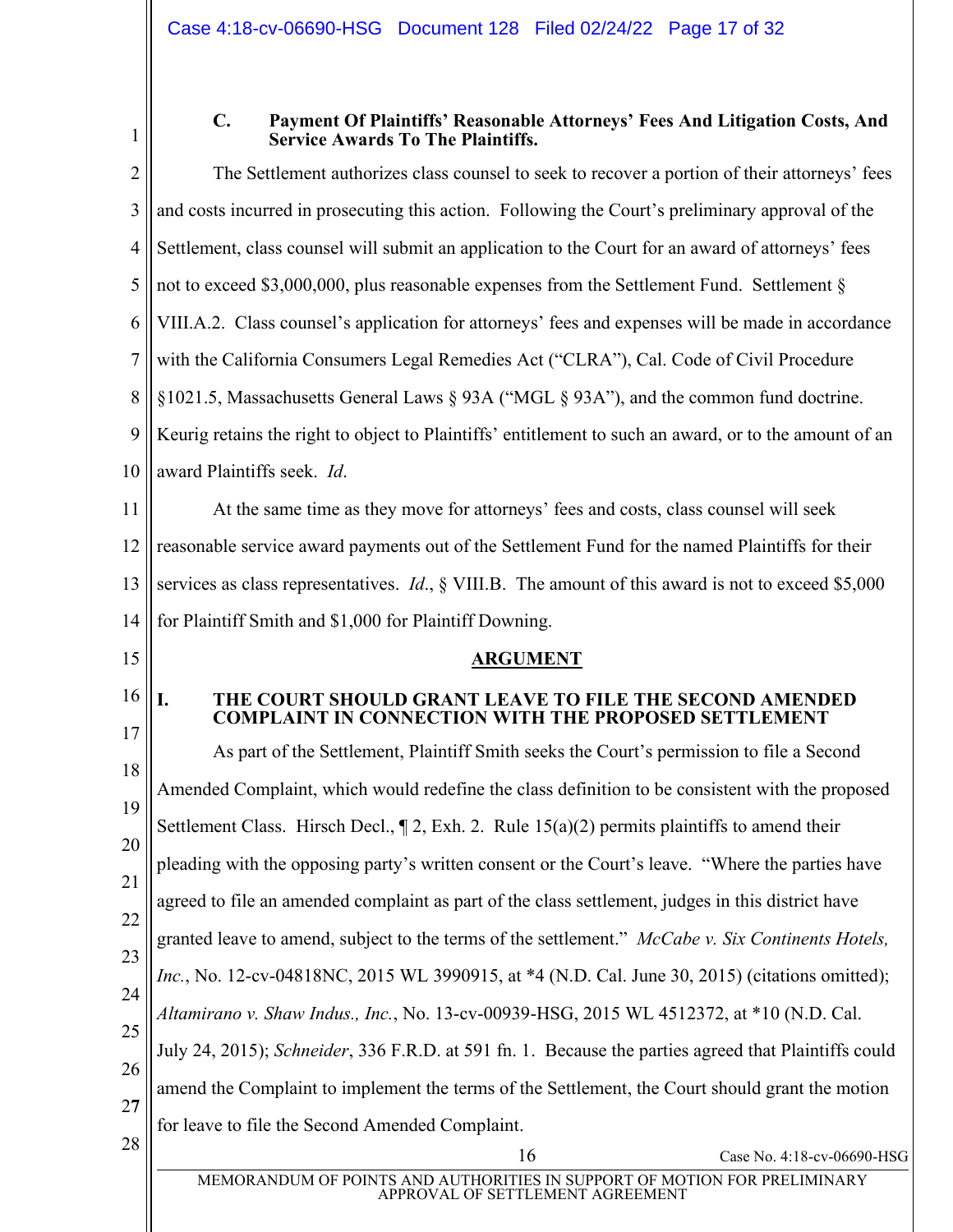### C. Payment Of Plaintiffs' Reasonable Attorneys' Fees And Litigation Costs, And Service Awards To The Plaintiffs.

The Settlement authorizes class counsel to seek to recover a portion of their attorneys' fees and costs incurred in prosecuting this action. Following the Court's preliminary approval of the Settlement, class counsel will submit an application to the Court for an award of attorneys' fees not to exceed $3,000,000, plus reasonable expenses from the Settlement Fund. Settlement § VIII.A.2. Class counsel's application for attorneys' fees and expenses will be made in accordance with the California Consumers Legal Remedies Act ("CLRA"), Cal. Code of Civil Procedure §1021.5, Massachusetts General Laws § 93A ("MGL § 93A"), and the common fund doctrine. Keurig retains the right to object to Plaintiffs' entitlement to such an award, or to the amount of an award Plaintiffs seek. *Id*.

At the same time as they move for attorneys' fees and costs, class counsel will seek reasonable service award payments out of the Settlement Fund for the named Plaintiffs for their services as class representatives. *Id*., § VIII.B. The amount of this award is not to exceed $5,000 for Plaintiff Smith and $1,000 for Plaintiff Downing.

## ARGUMENT

### I. THE COURT SHOULD GRANT LEAVE TO FILE THE SECOND AMENDED COMPLAINT IN CONNECTION WITH THE PROPOSED SETTLEMENT

As part of the Settlement, Plaintiff Smith seeks the Court's permission to file a Second Amended Complaint, which would redefine the class definition to be consistent with the proposed Settlement Class. Hirsch Decl., ¶ 2, Exh. 2. Rule 15(a)(2) permits plaintiffs to amend their pleading with the opposing party's written consent or the Court's leave. "Where the parties have agreed to file an amended complaint as part of the class settlement, judges in this district have granted leave to amend, subject to the terms of the settlement." *McCabe v. Six Continents Hotels, Inc.*, No. 12-cv-04818NC, 2015 WL 3990915, at *4 (N.D. Cal. June 30, 2015) (citations omitted); *Altamirano v. Shaw Indus., Inc.*, No. 13-cv-00939-HSG, 2015 WL 4512372, at *10 (N.D. Cal. July 24, 2015); *Schneider*, 336 F.R.D. at 591 fn. 1. Because the parties agreed that Plaintiffs could amend the Complaint to implement the terms of the Settlement, the Court should grant the motion for leave to file the Second Amended Complaint.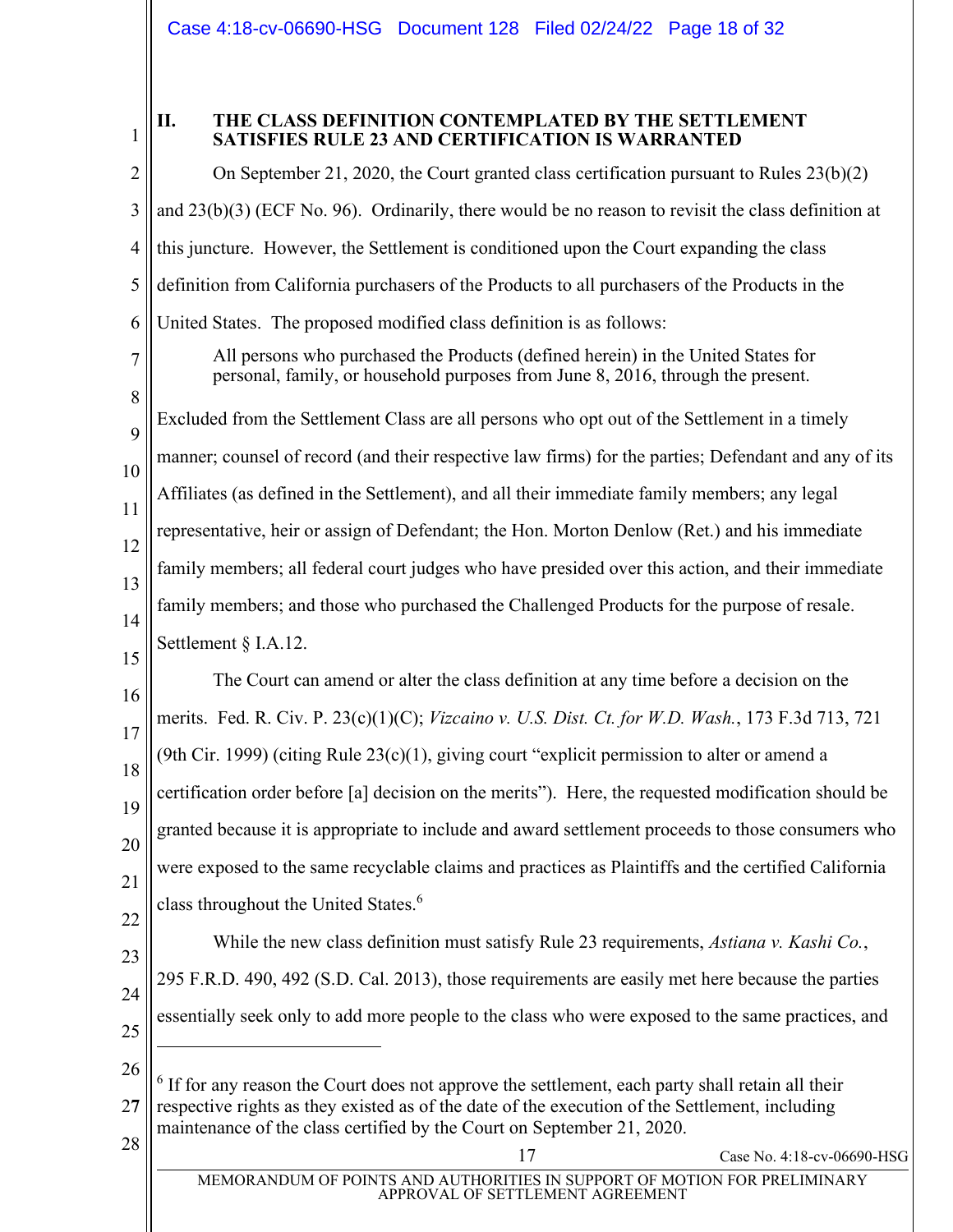## II. THE CLASS DEFINITION CONTEMPLATED BY THE SETTLEMENT SATISFIES RULE 23 AND CERTIFICATION IS WARRANTED

On September 21, 2020, the Court granted class certification pursuant to Rules 23(b)(2) and 23(b)(3) (ECF No. 96). Ordinarily, there would be no reason to revisit the class definition at this juncture. However, the Settlement is conditioned upon the Court expanding the class definition from California purchasers of the Products to all purchasers of the Products in the United States. The proposed modified class definition is as follows:

> All persons who purchased the Products (defined herein) in the United States for personal, family, or household purposes from June 8, 2016, through the present.

Excluded from the Settlement Class are all persons who opt out of the Settlement in a timely manner; counsel of record (and their respective law firms) for the parties; Defendant and any of its Affiliates (as defined in the Settlement), and all their immediate family members; any legal representative, heir or assign of Defendant; the Hon. Morton Denlow (Ret.) and his immediate family members; all federal court judges who have presided over this action, and their immediate family members; and those who purchased the Challenged Products for the purpose of resale. Settlement § I.A.12.

The Court can amend or alter the class definition at any time before a decision on the merits. Fed. R. Civ. P. 23(c)(1)(C); *Vizcaino v. U.S. Dist. Ct. for W.D. Wash.*, 173 F.3d 713, 721 (9th Cir. 1999) (citing Rule 23(c)(1), giving court "explicit permission to alter or amend a certification order before [a] decision on the merits"). Here, the requested modification should be granted because it is appropriate to include and award settlement proceeds to those consumers who were exposed to the same recyclable claims and practices as Plaintiffs and the certified California class throughout the United States.[6]

While the new class definition must satisfy Rule 23 requirements, *Astiana v. Kashi Co.*, 295 F.R.D. 490, 492 (S.D. Cal. 2013), those requirements are easily met here because the parties essentially seek only to add more people to the class who were exposed to the same practices, and

---

[6] If for any reason the Court does not approve the settlement, each party shall retain all their respective rights as they existed as of the date of the execution of the Settlement, including maintenance of the class certified by the Court on September 21, 2020.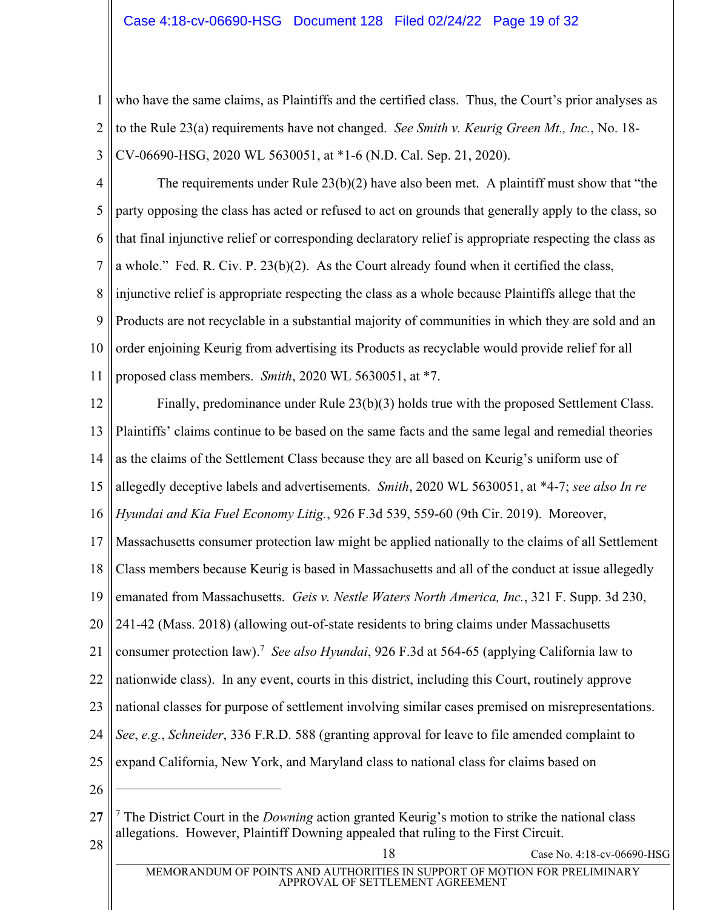who have the same claims, as Plaintiffs and the certified class. Thus, the Court's prior analyses as to the Rule 23(a) requirements have not changed. *See Smith v. Keurig Green Mt., Inc.*, No. 18-CV-06690-HSG, 2020 WL 5630051, at *1-6 (N.D. Cal. Sep. 21, 2020).

The requirements under Rule 23(b)(2) have also been met. A plaintiff must show that "the party opposing the class has acted or refused to act on grounds that generally apply to the class, so that final injunctive relief or corresponding declaratory relief is appropriate respecting the class as a whole." Fed. R. Civ. P. 23(b)(2). As the Court already found when it certified the class, injunctive relief is appropriate respecting the class as a whole because Plaintiffs allege that the Products are not recyclable in a substantial majority of communities in which they are sold and an order enjoining Keurig from advertising its Products as recyclable would provide relief for all proposed class members. *Smith*, 2020 WL 5630051, at *7.

Finally, predominance under Rule 23(b)(3) holds true with the proposed Settlement Class. Plaintiffs' claims continue to be based on the same facts and the same legal and remedial theories as the claims of the Settlement Class because they are all based on Keurig's uniform use of allegedly deceptive labels and advertisements. *Smith*, 2020 WL 5630051, at *4-7; *see also In re Hyundai and Kia Fuel Economy Litig.*, 926 F.3d 539, 559-60 (9th Cir. 2019). Moreover, Massachusetts consumer protection law might be applied nationally to the claims of all Settlement Class members because Keurig is based in Massachusetts and all of the conduct at issue allegedly emanated from Massachusetts. *Geis v. Nestle Waters North America, Inc.*, 321 F. Supp. 3d 230, 241-42 (Mass. 2018) (allowing out-of-state residents to bring claims under Massachusetts consumer protection law).[7] *See also Hyundai*, 926 F.3d at 564-65 (applying California law to nationwide class). In any event, courts in this district, including this Court, routinely approve national classes for purpose of settlement involving similar cases premised on misrepresentations. *See*, *e.g.*, *Schneider*, 336 F.R.D. 588 (granting approval for leave to file amended complaint to expand California, New York, and Maryland class to national class for claims based on

---

[7] The District Court in the *Downing* action granted Keurig's motion to strike the national class allegations. However, Plaintiff Downing appealed that ruling to the First Circuit.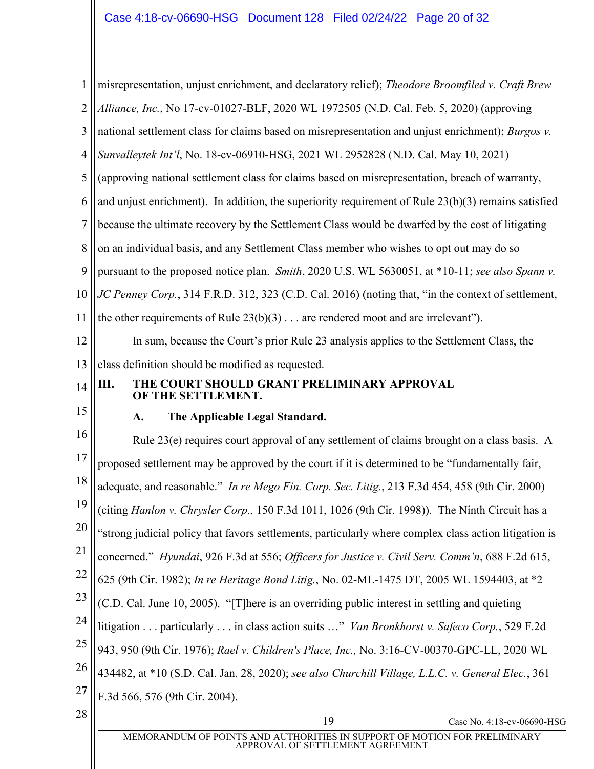misrepresentation, unjust enrichment, and declaratory relief); *Theodore Broomfiled v. Craft Brew Alliance, Inc.*, No 17-cv-01027-BLF, 2020 WL 1972505 (N.D. Cal. Feb. 5, 2020) (approving national settlement class for claims based on misrepresentation and unjust enrichment); *Burgos v. Sunvalleytek Int'l*, No. 18-cv-06910-HSG, 2021 WL 2952828 (N.D. Cal. May 10, 2021) (approving national settlement class for claims based on misrepresentation, breach of warranty, and unjust enrichment). In addition, the superiority requirement of Rule 23(b)(3) remains satisfied because the ultimate recovery by the Settlement Class would be dwarfed by the cost of litigating on an individual basis, and any Settlement Class member who wishes to opt out may do so pursuant to the proposed notice plan. *Smith*, 2020 U.S. WL 5630051, at *10-11; *see also Spann v. JC Penney Corp.*, 314 F.R.D. 312, 323 (C.D. Cal. 2016) (noting that, "in the context of settlement, the other requirements of Rule 23(b)(3) . . . are rendered moot and are irrelevant").

In sum, because the Court's prior Rule 23 analysis applies to the Settlement Class, the class definition should be modified as requested.

## III. THE COURT SHOULD GRANT PRELIMINARY APPROVAL OF THE SETTLEMENT.

### A. The Applicable Legal Standard.

Rule 23(e) requires court approval of any settlement of claims brought on a class basis. A proposed settlement may be approved by the court if it is determined to be "fundamentally fair, adequate, and reasonable." *In re Mego Fin. Corp. Sec. Litig.*, 213 F.3d 454, 458 (9th Cir. 2000) (citing *Hanlon v. Chrysler Corp.,* 150 F.3d 1011, 1026 (9th Cir. 1998)). The Ninth Circuit has a "strong judicial policy that favors settlements, particularly where complex class action litigation is concerned." *Hyundai*, 926 F.3d at 556; *Officers for Justice v. Civil Serv. Comm'n*, 688 F.2d 615, 625 (9th Cir. 1982); *In re Heritage Bond Litig.*, No. 02-ML-1475 DT, 2005 WL 1594403, at *2 (C.D. Cal. June 10, 2005). "[T]here is an overriding public interest in settling and quieting litigation . . . particularly . . . in class action suits …" *Van Bronkhorst v. Safeco Corp.*, 529 F.2d 943, 950 (9th Cir. 1976); *Rael v. Children's Place, Inc.,* No. 3:16-CV-00370-GPC-LL, 2020 WL 434482, at *10 (S.D. Cal. Jan. 28, 2020); *see also Churchill Village, L.L.C. v. General Elec.*, 361 F.3d 566, 576 (9th Cir. 2004).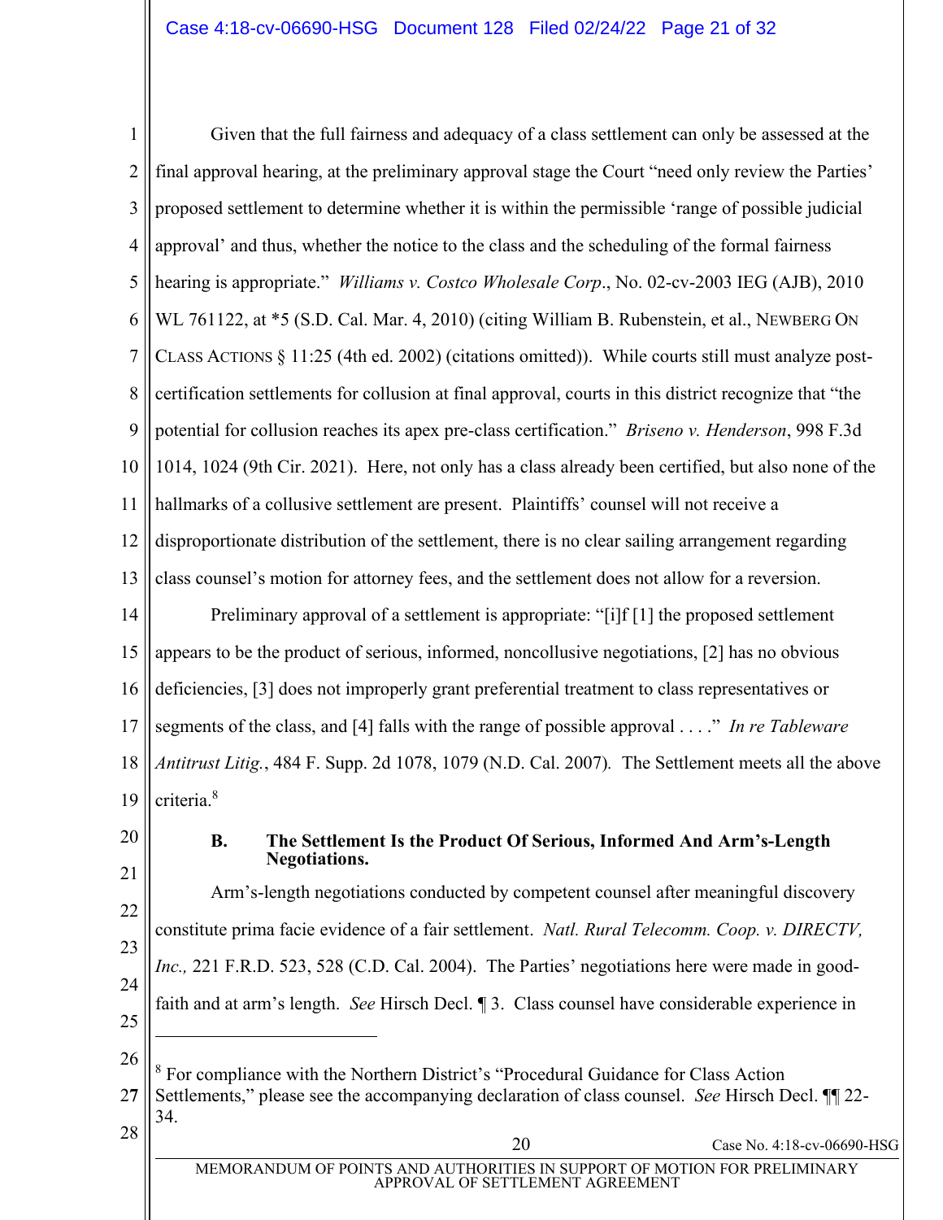Given that the full fairness and adequacy of a class settlement can only be assessed at the final approval hearing, at the preliminary approval stage the Court "need only review the Parties' proposed settlement to determine whether it is within the permissible 'range of possible judicial approval' and thus, whether the notice to the class and the scheduling of the formal fairness hearing is appropriate." *Williams v. Costco Wholesale Corp*., No. 02-cv-2003 IEG (AJB), 2010 WL 761122, at *5 (S.D. Cal. Mar. 4, 2010) (citing William B. Rubenstein, et al., NEWBERG ON CLASS ACTIONS § 11:25 (4th ed. 2002) (citations omitted)). While courts still must analyze post-certification settlements for collusion at final approval, courts in this district recognize that "the potential for collusion reaches its apex pre-class certification." *Briseno v. Henderson*, 998 F.3d 1014, 1024 (9th Cir. 2021). Here, not only has a class already been certified, but also none of the hallmarks of a collusive settlement are present. Plaintiffs' counsel will not receive a disproportionate distribution of the settlement, there is no clear sailing arrangement regarding class counsel's motion for attorney fees, and the settlement does not allow for a reversion.

Preliminary approval of a settlement is appropriate: "[i]f [1] the proposed settlement appears to be the product of serious, informed, noncollusive negotiations, [2] has no obvious deficiencies, [3] does not improperly grant preferential treatment to class representatives or segments of the class, and [4] falls with the range of possible approval . . . ." *In re Tableware Antitrust Litig.*, 484 F. Supp. 2d 1078, 1079 (N.D. Cal. 2007). The Settlement meets all the above criteria.[8]

### B. The Settlement Is the Product Of Serious, Informed And Arm's-Length Negotiations.

Arm's-length negotiations conducted by competent counsel after meaningful discovery constitute prima facie evidence of a fair settlement. *Natl. Rural Telecomm. Coop. v. DIRECTV, Inc.,* 221 F.R.D. 523, 528 (C.D. Cal. 2004). The Parties' negotiations here were made in good-faith and at arm's length. *See* Hirsch Decl. ¶ 3. Class counsel have considerable experience in

---

[8] For compliance with the Northern District's "Procedural Guidance for Class Action Settlements," please see the accompanying declaration of class counsel. *See* Hirsch Decl. ¶¶ 22-34.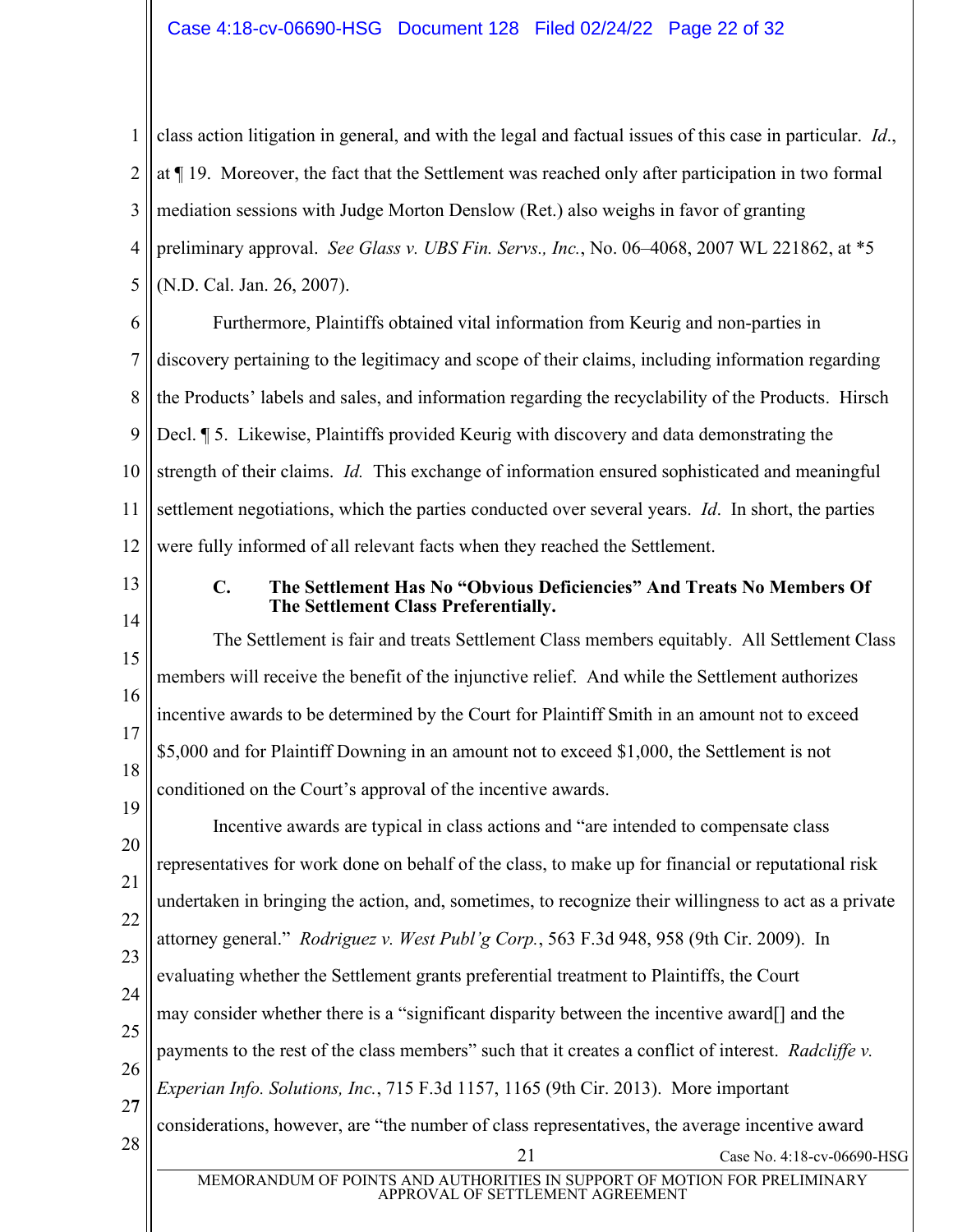class action litigation in general, and with the legal and factual issues of this case in particular. *Id.*, at ¶ 19. Moreover, the fact that the Settlement was reached only after participation in two formal mediation sessions with Judge Morton Denslow (Ret.) also weighs in favor of granting preliminary approval. *See Glass v. UBS Fin. Servs., Inc.*, No. 06–4068, 2007 WL 221862, at *5 (N.D. Cal. Jan. 26, 2007).

Furthermore, Plaintiffs obtained vital information from Keurig and non-parties in discovery pertaining to the legitimacy and scope of their claims, including information regarding the Products' labels and sales, and information regarding the recyclability of the Products. Hirsch Decl. ¶ 5. Likewise, Plaintiffs provided Keurig with discovery and data demonstrating the strength of their claims. *Id.* This exchange of information ensured sophisticated and meaningful settlement negotiations, which the parties conducted over several years. *Id*. In short, the parties were fully informed of all relevant facts when they reached the Settlement.

### C. The Settlement Has No "Obvious Deficiencies" And Treats No Members Of The Settlement Class Preferentially.

The Settlement is fair and treats Settlement Class members equitably. All Settlement Class members will receive the benefit of the injunctive relief. And while the Settlement authorizes incentive awards to be determined by the Court for Plaintiff Smith in an amount not to exceed $5,000 and for Plaintiff Downing in an amount not to exceed $1,000, the Settlement is not conditioned on the Court's approval of the incentive awards.

Incentive awards are typical in class actions and "are intended to compensate class representatives for work done on behalf of the class, to make up for financial or reputational risk undertaken in bringing the action, and, sometimes, to recognize their willingness to act as a private attorney general." *Rodriguez v. West Publ'g Corp.*, 563 F.3d 948, 958 (9th Cir. 2009). In evaluating whether the Settlement grants preferential treatment to Plaintiffs, the Court may consider whether there is a "significant disparity between the incentive award[] and the payments to the rest of the class members" such that it creates a conflict of interest. *Radcliffe v. Experian Info. Solutions, Inc.*, 715 F.3d 1157, 1165 (9th Cir. 2013). More important considerations, however, are "the number of class representatives, the average incentive award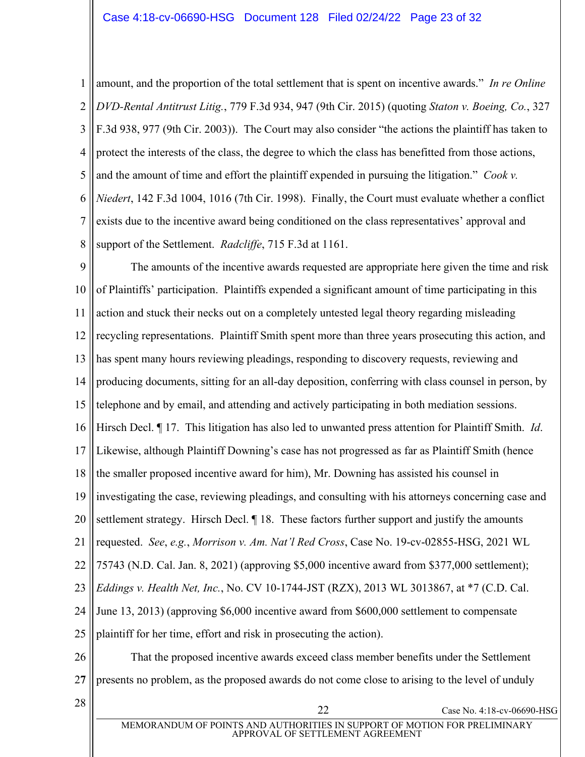amount, and the proportion of the total settlement that is spent on incentive awards." *In re Online DVD-Rental Antitrust Litig.*, 779 F.3d 934, 947 (9th Cir. 2015) (quoting *Staton v. Boeing, Co.*, 327 F.3d 938, 977 (9th Cir. 2003)). The Court may also consider "the actions the plaintiff has taken to protect the interests of the class, the degree to which the class has benefitted from those actions, and the amount of time and effort the plaintiff expended in pursuing the litigation." *Cook v. Niedert*, 142 F.3d 1004, 1016 (7th Cir. 1998). Finally, the Court must evaluate whether a conflict exists due to the incentive award being conditioned on the class representatives' approval and support of the Settlement. *Radcliffe*, 715 F.3d at 1161.

The amounts of the incentive awards requested are appropriate here given the time and risk of Plaintiffs' participation. Plaintiffs expended a significant amount of time participating in this action and stuck their necks out on a completely untested legal theory regarding misleading recycling representations. Plaintiff Smith spent more than three years prosecuting this action, and has spent many hours reviewing pleadings, responding to discovery requests, reviewing and producing documents, sitting for an all-day deposition, conferring with class counsel in person, by telephone and by email, and attending and actively participating in both mediation sessions. Hirsch Decl. ¶ 17. This litigation has also led to unwanted press attention for Plaintiff Smith. *Id*. Likewise, although Plaintiff Downing's case has not progressed as far as Plaintiff Smith (hence the smaller proposed incentive award for him), Mr. Downing has assisted his counsel in investigating the case, reviewing pleadings, and consulting with his attorneys concerning case and settlement strategy. Hirsch Decl. ¶ 18. These factors further support and justify the amounts requested. *See*, *e.g.*, *Morrison v. Am. Nat'l Red Cross*, Case No. 19-cv-02855-HSG, 2021 WL 75743 (N.D. Cal. Jan. 8, 2021) (approving $5,000 incentive award from $377,000 settlement); *Eddings v. Health Net, Inc.*, No. CV 10-1744-JST (RZX), 2013 WL 3013867, at *7 (C.D. Cal. June 13, 2013) (approving $6,000 incentive award from $600,000 settlement to compensate plaintiff for her time, effort and risk in prosecuting the action).

That the proposed incentive awards exceed class member benefits under the Settlement presents no problem, as the proposed awards do not come close to arising to the level of unduly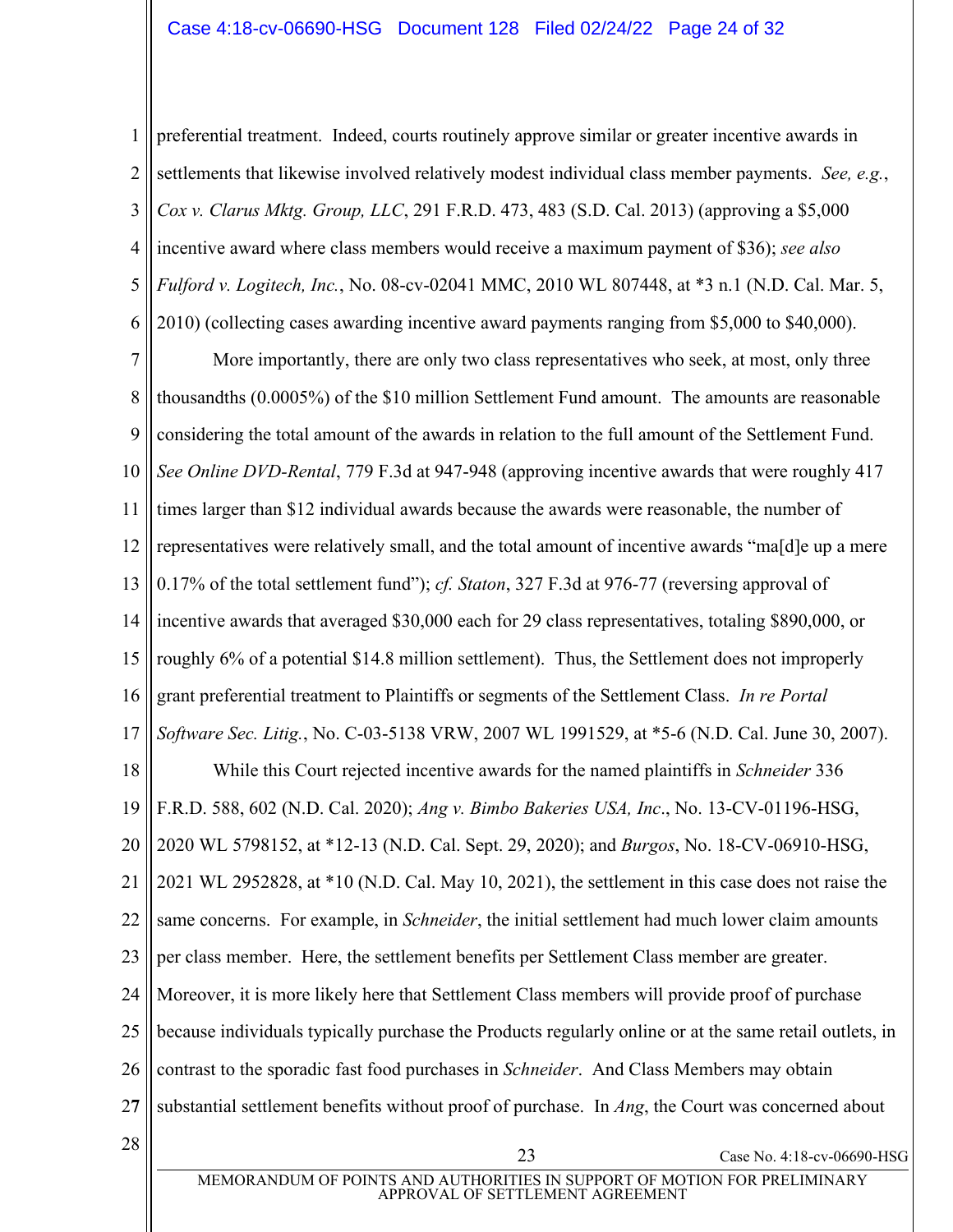preferential treatment. Indeed, courts routinely approve similar or greater incentive awards in settlements that likewise involved relatively modest individual class member payments. *See, e.g.*, *Cox v. Clarus Mktg. Group, LLC*, 291 F.R.D. 473, 483 (S.D. Cal. 2013) (approving a $5,000 incentive award where class members would receive a maximum payment of $36); *see also* *Fulford v. Logitech, Inc.*, No. 08-cv-02041 MMC, 2010 WL 807448, at *3 n.1 (N.D. Cal. Mar. 5, 2010) (collecting cases awarding incentive award payments ranging from $5,000 to $40,000).

More importantly, there are only two class representatives who seek, at most, only three thousandths (0.0005%) of the $10 million Settlement Fund amount. The amounts are reasonable considering the total amount of the awards in relation to the full amount of the Settlement Fund. *See Online DVD-Rental*, 779 F.3d at 947-948 (approving incentive awards that were roughly 417 times larger than $12 individual awards because the awards were reasonable, the number of representatives were relatively small, and the total amount of incentive awards "ma[d]e up a mere 0.17% of the total settlement fund"); *cf. Staton*, 327 F.3d at 976-77 (reversing approval of incentive awards that averaged $30,000 each for 29 class representatives, totaling $890,000, or roughly 6% of a potential $14.8 million settlement). Thus, the Settlement does not improperly grant preferential treatment to Plaintiffs or segments of the Settlement Class. *In re Portal Software Sec. Litig.*, No. C-03-5138 VRW, 2007 WL 1991529, at *5-6 (N.D. Cal. June 30, 2007).

While this Court rejected incentive awards for the named plaintiffs in *Schneider* 336 F.R.D. 588, 602 (N.D. Cal. 2020); *Ang v. Bimbo Bakeries USA, Inc*., No. 13-CV-01196-HSG, 2020 WL 5798152, at *12-13 (N.D. Cal. Sept. 29, 2020); and *Burgos*, No. 18-CV-06910-HSG, 2021 WL 2952828, at *10 (N.D. Cal. May 10, 2021), the settlement in this case does not raise the same concerns. For example, in *Schneider*, the initial settlement had much lower claim amounts per class member. Here, the settlement benefits per Settlement Class member are greater. Moreover, it is more likely here that Settlement Class members will provide proof of purchase because individuals typically purchase the Products regularly online or at the same retail outlets, in contrast to the sporadic fast food purchases in *Schneider*. And Class Members may obtain substantial settlement benefits without proof of purchase. In *Ang*, the Court was concerned about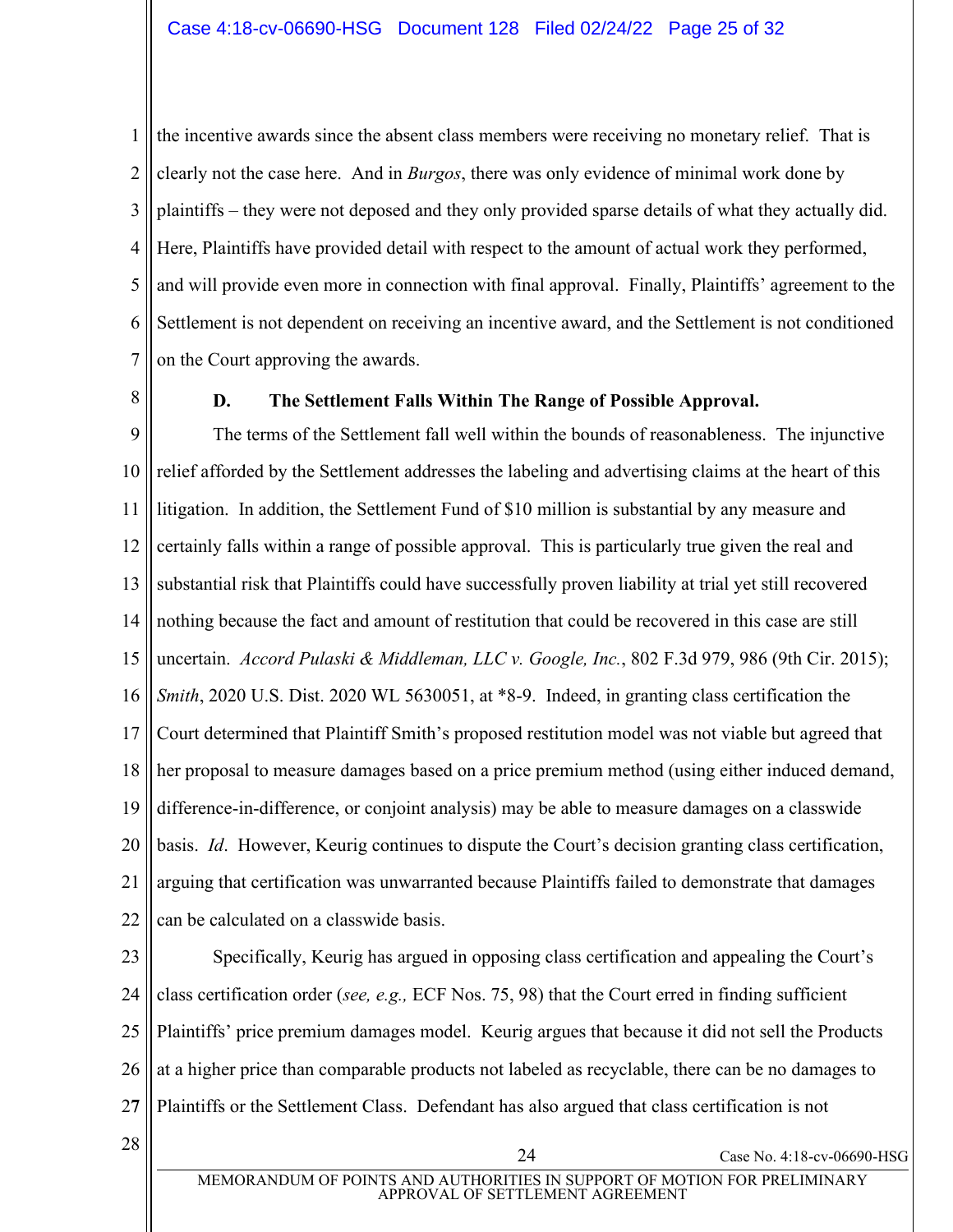the incentive awards since the absent class members were receiving no monetary relief. That is clearly not the case here. And in *Burgos*, there was only evidence of minimal work done by plaintiffs – they were not deposed and they only provided sparse details of what they actually did. Here, Plaintiffs have provided detail with respect to the amount of actual work they performed, and will provide even more in connection with final approval. Finally, Plaintiffs' agreement to the Settlement is not dependent on receiving an incentive award, and the Settlement is not conditioned on the Court approving the awards.

### D. The Settlement Falls Within The Range of Possible Approval.

The terms of the Settlement fall well within the bounds of reasonableness. The injunctive relief afforded by the Settlement addresses the labeling and advertising claims at the heart of this litigation. In addition, the Settlement Fund of $10 million is substantial by any measure and certainly falls within a range of possible approval. This is particularly true given the real and substantial risk that Plaintiffs could have successfully proven liability at trial yet still recovered nothing because the fact and amount of restitution that could be recovered in this case are still uncertain. *Accord Pulaski & Middleman, LLC v. Google, Inc.*, 802 F.3d 979, 986 (9th Cir. 2015); *Smith*, 2020 U.S. Dist. 2020 WL 5630051, at *8-9. Indeed, in granting class certification the Court determined that Plaintiff Smith's proposed restitution model was not viable but agreed that her proposal to measure damages based on a price premium method (using either induced demand, difference-in-difference, or conjoint analysis) may be able to measure damages on a classwide basis. *Id*. However, Keurig continues to dispute the Court's decision granting class certification, arguing that certification was unwarranted because Plaintiffs failed to demonstrate that damages can be calculated on a classwide basis.

Specifically, Keurig has argued in opposing class certification and appealing the Court's class certification order (*see, e.g.,* ECF Nos. 75, 98) that the Court erred in finding sufficient Plaintiffs' price premium damages model. Keurig argues that because it did not sell the Products at a higher price than comparable products not labeled as recyclable, there can be no damages to Plaintiffs or the Settlement Class. Defendant has also argued that class certification is not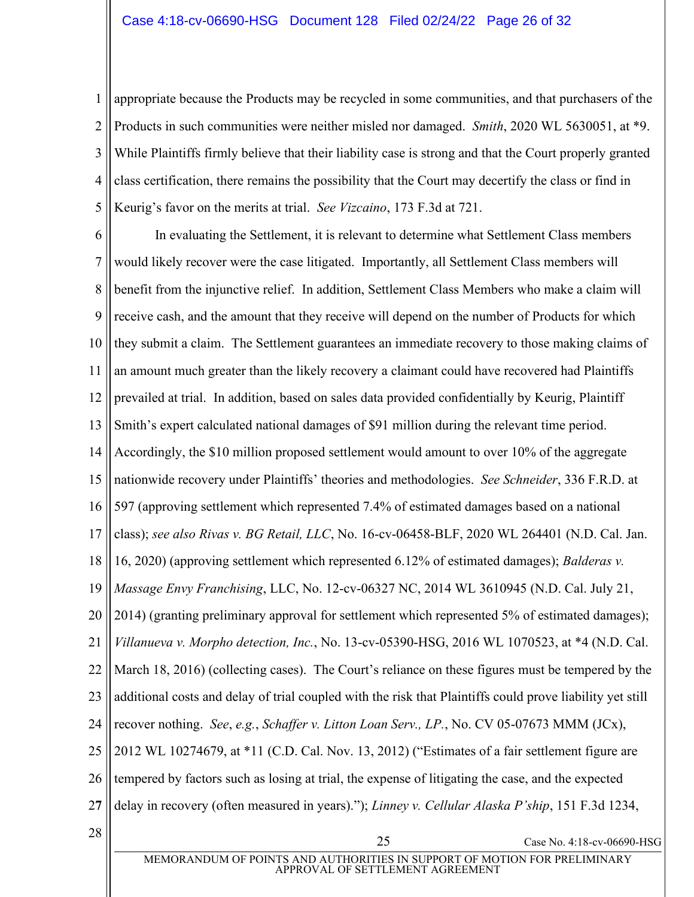appropriate because the Products may be recycled in some communities, and that purchasers of the Products in such communities were neither misled nor damaged. *Smith*, 2020 WL 5630051, at *9. While Plaintiffs firmly believe that their liability case is strong and that the Court properly granted class certification, there remains the possibility that the Court may decertify the class or find in Keurig's favor on the merits at trial. *See Vizcaino*, 173 F.3d at 721.

In evaluating the Settlement, it is relevant to determine what Settlement Class members would likely recover were the case litigated. Importantly, all Settlement Class members will benefit from the injunctive relief. In addition, Settlement Class Members who make a claim will receive cash, and the amount that they receive will depend on the number of Products for which they submit a claim. The Settlement guarantees an immediate recovery to those making claims of an amount much greater than the likely recovery a claimant could have recovered had Plaintiffs prevailed at trial. In addition, based on sales data provided confidentially by Keurig, Plaintiff Smith's expert calculated national damages of $91 million during the relevant time period. Accordingly, the $10 million proposed settlement would amount to over 10% of the aggregate nationwide recovery under Plaintiffs' theories and methodologies. *See Schneider*, 336 F.R.D. at 597 (approving settlement which represented 7.4% of estimated damages based on a national class); *see also Rivas v. BG Retail, LLC*, No. 16-cv-06458-BLF, 2020 WL 264401 (N.D. Cal. Jan. 16, 2020) (approving settlement which represented 6.12% of estimated damages); *Balderas v. Massage Envy Franchising*, LLC, No. 12-cv-06327 NC, 2014 WL 3610945 (N.D. Cal. July 21, 2014) (granting preliminary approval for settlement which represented 5% of estimated damages); *Villanueva v. Morpho detection, Inc.*, No. 13-cv-05390-HSG, 2016 WL 1070523, at *4 (N.D. Cal. March 18, 2016) (collecting cases). The Court's reliance on these figures must be tempered by the additional costs and delay of trial coupled with the risk that Plaintiffs could prove liability yet still recover nothing. *See*, *e.g.*, *Schaffer v. Litton Loan Serv., LP.*, No. CV 05-07673 MMM (JCx), 2012 WL 10274679, at *11 (C.D. Cal. Nov. 13, 2012) ("Estimates of a fair settlement figure are tempered by factors such as losing at trial, the expense of litigating the case, and the expected delay in recovery (often measured in years)."); *Linney v. Cellular Alaska P'ship*, 151 F.3d 1234,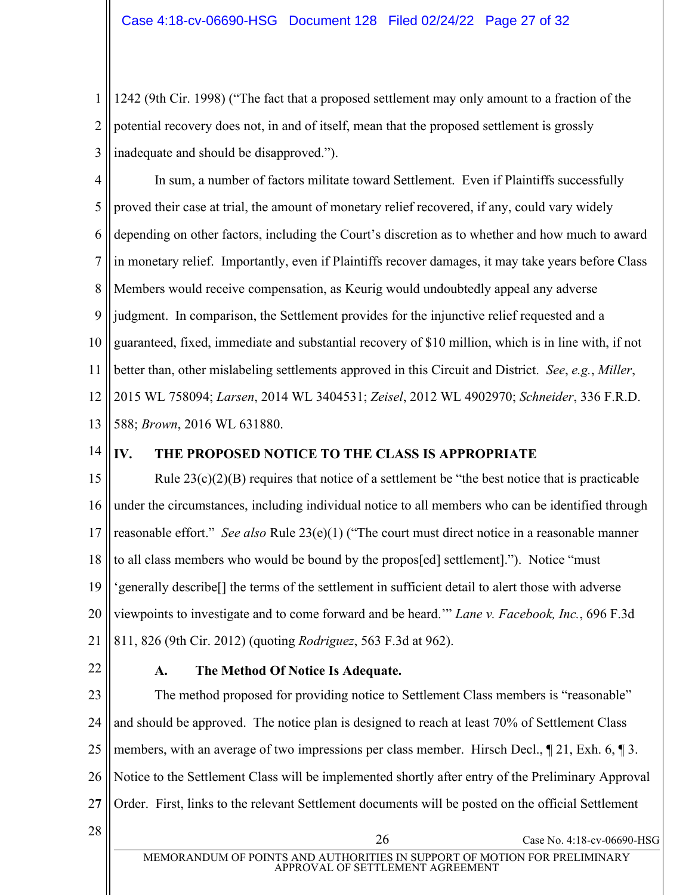1242 (9th Cir. 1998) ("The fact that a proposed settlement may only amount to a fraction of the potential recovery does not, in and of itself, mean that the proposed settlement is grossly inadequate and should be disapproved.").

In sum, a number of factors militate toward Settlement. Even if Plaintiffs successfully proved their case at trial, the amount of monetary relief recovered, if any, could vary widely depending on other factors, including the Court's discretion as to whether and how much to award in monetary relief. Importantly, even if Plaintiffs recover damages, it may take years before Class Members would receive compensation, as Keurig would undoubtedly appeal any adverse judgment. In comparison, the Settlement provides for the injunctive relief requested and a guaranteed, fixed, immediate and substantial recovery of $10 million, which is in line with, if not better than, other mislabeling settlements approved in this Circuit and District. *See*, *e.g.*, *Miller*, 2015 WL 758094; *Larsen*, 2014 WL 3404531; *Zeisel*, 2012 WL 4902970; *Schneider*, 336 F.R.D. 588; *Brown*, 2016 WL 631880.

## IV. THE PROPOSED NOTICE TO THE CLASS IS APPROPRIATE

Rule 23(c)(2)(B) requires that notice of a settlement be "the best notice that is practicable under the circumstances, including individual notice to all members who can be identified through reasonable effort." *See also* Rule 23(e)(1) ("The court must direct notice in a reasonable manner to all class members who would be bound by the propos[ed] settlement."). Notice "must 'generally describe[] the terms of the settlement in sufficient detail to alert those with adverse viewpoints to investigate and to come forward and be heard.'" *Lane v. Facebook, Inc.*, 696 F.3d 811, 826 (9th Cir. 2012) (quoting *Rodriguez*, 563 F.3d at 962).

### A. The Method Of Notice Is Adequate.

The method proposed for providing notice to Settlement Class members is "reasonable" and should be approved. The notice plan is designed to reach at least 70% of Settlement Class members, with an average of two impressions per class member. Hirsch Decl., ¶ 21, Exh. 6, ¶ 3. Notice to the Settlement Class will be implemented shortly after entry of the Preliminary Approval Order. First, links to the relevant Settlement documents will be posted on the official Settlement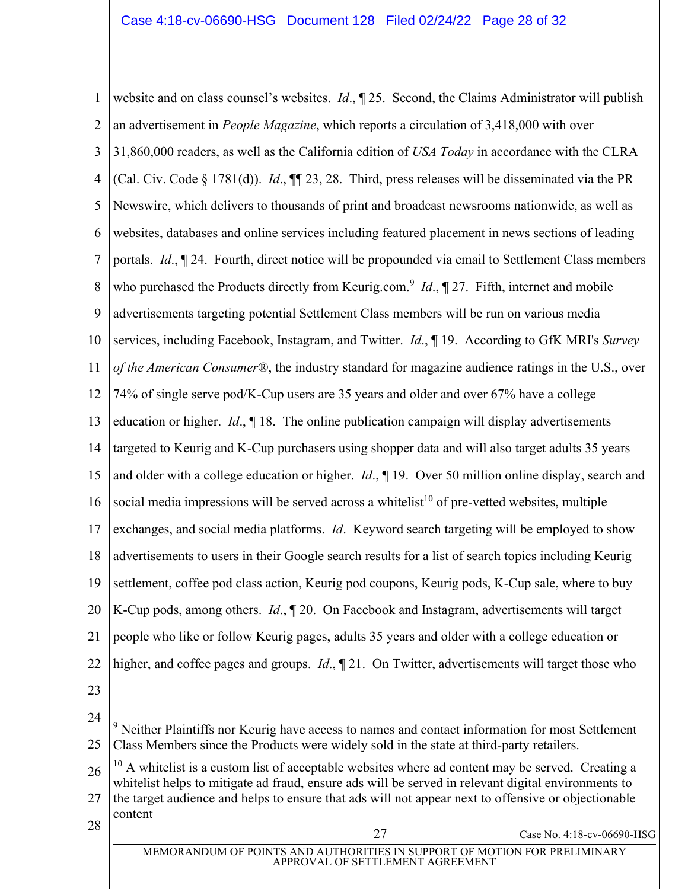website and on class counsel's websites. *Id*., ¶ 25. Second, the Claims Administrator will publish an advertisement in *People Magazine*, which reports a circulation of 3,418,000 with over 31,860,000 readers, as well as the California edition of *USA Today* in accordance with the CLRA (Cal. Civ. Code § 1781(d)). *Id*., ¶¶ 23, 28. Third, press releases will be disseminated via the PR Newswire, which delivers to thousands of print and broadcast newsrooms nationwide, as well as websites, databases and online services including featured placement in news sections of leading portals. *Id*., ¶ 24. Fourth, direct notice will be propounded via email to Settlement Class members who purchased the Products directly from Keurig.com.[9] *Id*., ¶ 27. Fifth, internet and mobile advertisements targeting potential Settlement Class members will be run on various media services, including Facebook, Instagram, and Twitter. *Id*., ¶ 19. According to GfK MRI's *Survey of the American Consumer*®, the industry standard for magazine audience ratings in the U.S., over 74% of single serve pod/K-Cup users are 35 years and older and over 67% have a college education or higher. *Id*., ¶ 18. The online publication campaign will display advertisements targeted to Keurig and K-Cup purchasers using shopper data and will also target adults 35 years and older with a college education or higher. *Id*., ¶ 19. Over 50 million online display, search and social media impressions will be served across a whitelist[10] of pre-vetted websites, multiple exchanges, and social media platforms. *Id*. Keyword search targeting will be employed to show advertisements to users in their Google search results for a list of search topics including Keurig settlement, coffee pod class action, Keurig pod coupons, Keurig pods, K-Cup sale, where to buy K-Cup pods, among others. *Id*., ¶ 20. On Facebook and Instagram, advertisements will target people who like or follow Keurig pages, adults 35 years and older with a college education or higher, and coffee pages and groups. *Id*., ¶ 21. On Twitter, advertisements will target those who

---

[9] Neither Plaintiffs nor Keurig have access to names and contact information for most Settlement Class Members since the Products were widely sold in the state at third-party retailers.

[10] A whitelist is a custom list of acceptable websites where ad content may be served. Creating a whitelist helps to mitigate ad fraud, ensure ads will be served in relevant digital environments to the target audience and helps to ensure that ads will not appear next to offensive or objectionable content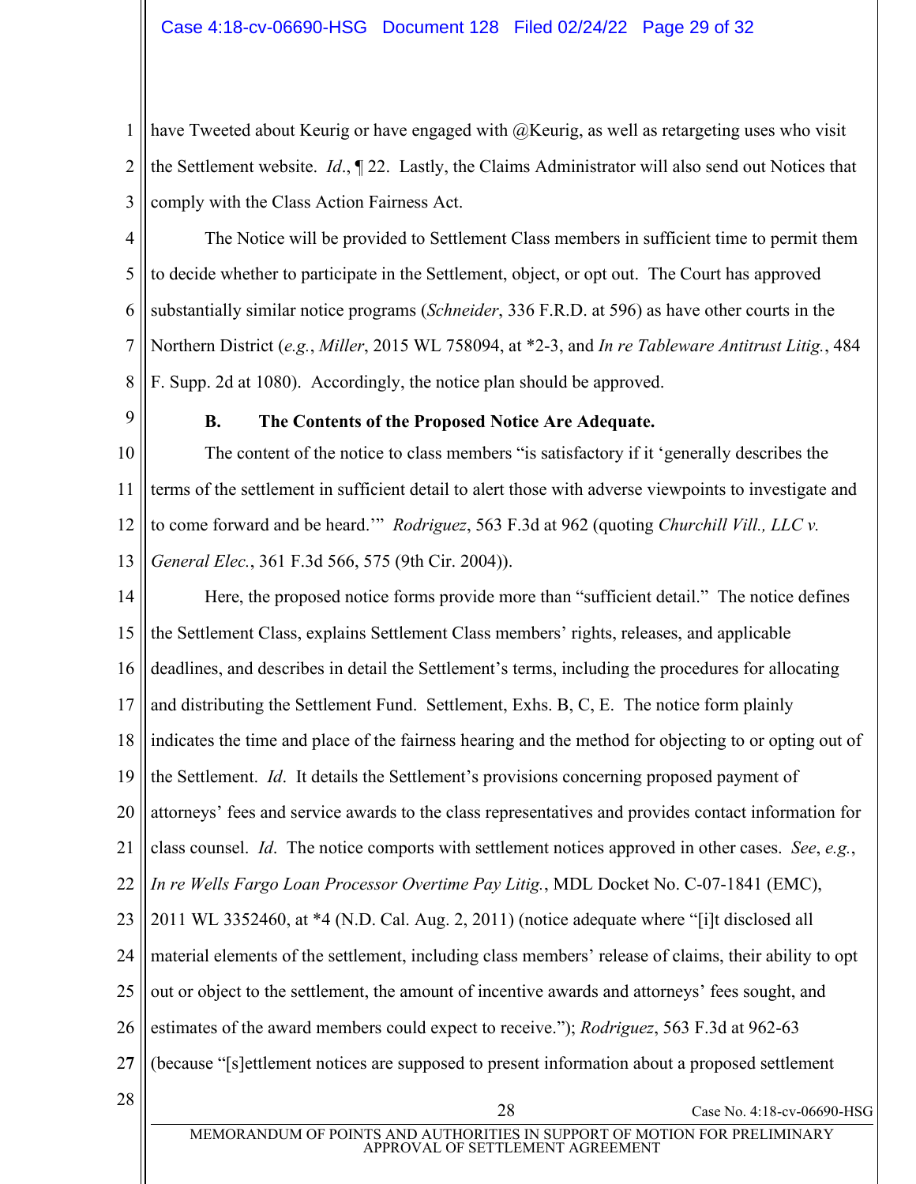have Tweeted about Keurig or have engaged with @Keurig, as well as retargeting uses who visit the Settlement website. *Id*., ¶ 22. Lastly, the Claims Administrator will also send out Notices that comply with the Class Action Fairness Act.

The Notice will be provided to Settlement Class members in sufficient time to permit them to decide whether to participate in the Settlement, object, or opt out. The Court has approved substantially similar notice programs (*Schneider*, 336 F.R.D. at 596) as have other courts in the Northern District (*e.g.*, *Miller*, 2015 WL 758094, at *2-3, and *In re Tableware Antitrust Litig.*, 484 F. Supp. 2d at 1080). Accordingly, the notice plan should be approved.

### B. The Contents of the Proposed Notice Are Adequate.

The content of the notice to class members "is satisfactory if it 'generally describes the terms of the settlement in sufficient detail to alert those with adverse viewpoints to investigate and to come forward and be heard.'" *Rodriguez*, 563 F.3d at 962 (quoting *Churchill Vill., LLC v. General Elec.*, 361 F.3d 566, 575 (9th Cir. 2004)).

Here, the proposed notice forms provide more than "sufficient detail." The notice defines the Settlement Class, explains Settlement Class members' rights, releases, and applicable deadlines, and describes in detail the Settlement's terms, including the procedures for allocating and distributing the Settlement Fund. Settlement, Exhs. B, C, E. The notice form plainly indicates the time and place of the fairness hearing and the method for objecting to or opting out of the Settlement. *Id*. It details the Settlement's provisions concerning proposed payment of attorneys' fees and service awards to the class representatives and provides contact information for class counsel. *Id*. The notice comports with settlement notices approved in other cases. *See*, *e.g.*, *In re Wells Fargo Loan Processor Overtime Pay Litig.*, MDL Docket No. C-07-1841 (EMC), 2011 WL 3352460, at *4 (N.D. Cal. Aug. 2, 2011) (notice adequate where "[i]t disclosed all material elements of the settlement, including class members' release of claims, their ability to opt out or object to the settlement, the amount of incentive awards and attorneys' fees sought, and estimates of the award members could expect to receive."); *Rodriguez*, 563 F.3d at 962-63 (because "[s]ettlement notices are supposed to present information about a proposed settlement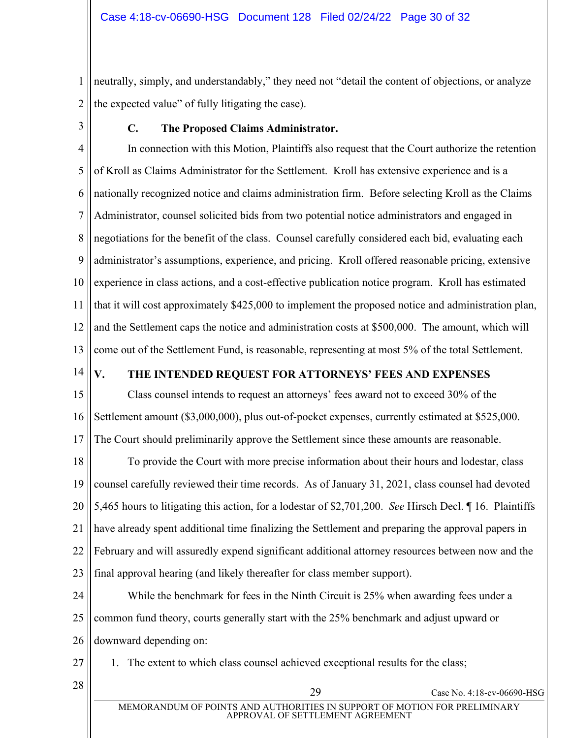neutrally, simply, and understandably," they need not "detail the content of objections, or analyze the expected value" of fully litigating the case).

### C. The Proposed Claims Administrator.

In connection with this Motion, Plaintiffs also request that the Court authorize the retention of Kroll as Claims Administrator for the Settlement. Kroll has extensive experience and is a nationally recognized notice and claims administration firm. Before selecting Kroll as the Claims Administrator, counsel solicited bids from two potential notice administrators and engaged in negotiations for the benefit of the class. Counsel carefully considered each bid, evaluating each administrator's assumptions, experience, and pricing. Kroll offered reasonable pricing, extensive experience in class actions, and a cost-effective publication notice program. Kroll has estimated that it will cost approximately $425,000 to implement the proposed notice and administration plan, and the Settlement caps the notice and administration costs at $500,000. The amount, which will come out of the Settlement Fund, is reasonable, representing at most 5% of the total Settlement.

## V. THE INTENDED REQUEST FOR ATTORNEYS' FEES AND EXPENSES

Class counsel intends to request an attorneys' fees award not to exceed 30% of the Settlement amount ($3,000,000), plus out-of-pocket expenses, currently estimated at $525,000. The Court should preliminarily approve the Settlement since these amounts are reasonable.

To provide the Court with more precise information about their hours and lodestar, class counsel carefully reviewed their time records. As of January 31, 2021, class counsel had devoted 5,465 hours to litigating this action, for a lodestar of $2,701,200. *See* Hirsch Decl. ¶ 16. Plaintiffs have already spent additional time finalizing the Settlement and preparing the approval papers in February and will assuredly expend significant additional attorney resources between now and the final approval hearing (and likely thereafter for class member support).

While the benchmark for fees in the Ninth Circuit is 25% when awarding fees under a common fund theory, courts generally start with the 25% benchmark and adjust upward or downward depending on:

1. The extent to which class counsel achieved exceptional results for the class;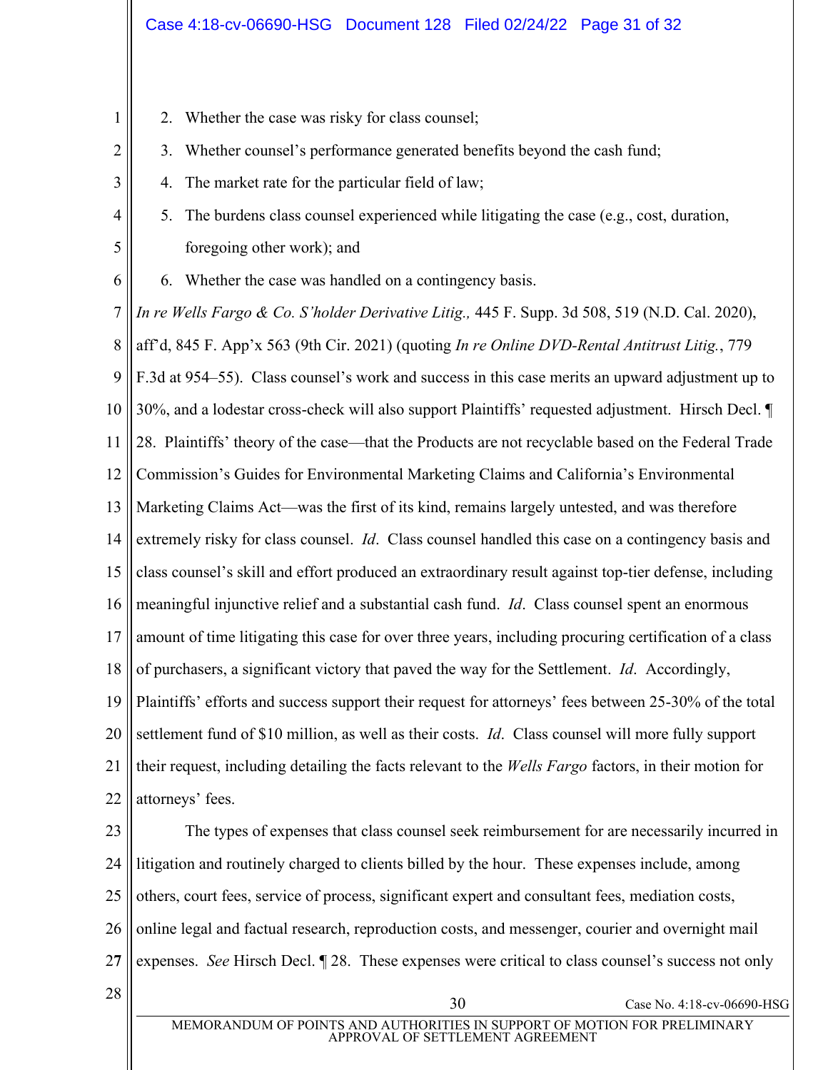2. Whether the case was risky for class counsel;
3. Whether counsel's performance generated benefits beyond the cash fund;
4. The market rate for the particular field of law;
5. The burdens class counsel experienced while litigating the case (e.g., cost, duration, foregoing other work); and
6. Whether the case was handled on a contingency basis.

*In re Wells Fargo & Co. S'holder Derivative Litig.,* 445 F. Supp. 3d 508, 519 (N.D. Cal. 2020), aff'd, 845 F. App'x 563 (9th Cir. 2021) (quoting *In re Online DVD-Rental Antitrust Litig.*, 779 F.3d at 954–55). Class counsel's work and success in this case merits an upward adjustment up to 30%, and a lodestar cross-check will also support Plaintiffs' requested adjustment. Hirsch Decl. ¶ 28. Plaintiffs' theory of the case—that the Products are not recyclable based on the Federal Trade Commission's Guides for Environmental Marketing Claims and California's Environmental Marketing Claims Act—was the first of its kind, remains largely untested, and was therefore extremely risky for class counsel. *Id*. Class counsel handled this case on a contingency basis and class counsel's skill and effort produced an extraordinary result against top-tier defense, including meaningful injunctive relief and a substantial cash fund. *Id*. Class counsel spent an enormous amount of time litigating this case for over three years, including procuring certification of a class of purchasers, a significant victory that paved the way for the Settlement. *Id*. Accordingly, Plaintiffs' efforts and success support their request for attorneys' fees between 25-30% of the total settlement fund of $10 million, as well as their costs. *Id*. Class counsel will more fully support their request, including detailing the facts relevant to the *Wells Fargo* factors, in their motion for attorneys' fees.

The types of expenses that class counsel seek reimbursement for are necessarily incurred in litigation and routinely charged to clients billed by the hour. These expenses include, among others, court fees, service of process, significant expert and consultant fees, mediation costs, online legal and factual research, reproduction costs, and messenger, courier and overnight mail expenses. *See* Hirsch Decl. ¶ 28. These expenses were critical to class counsel's success not only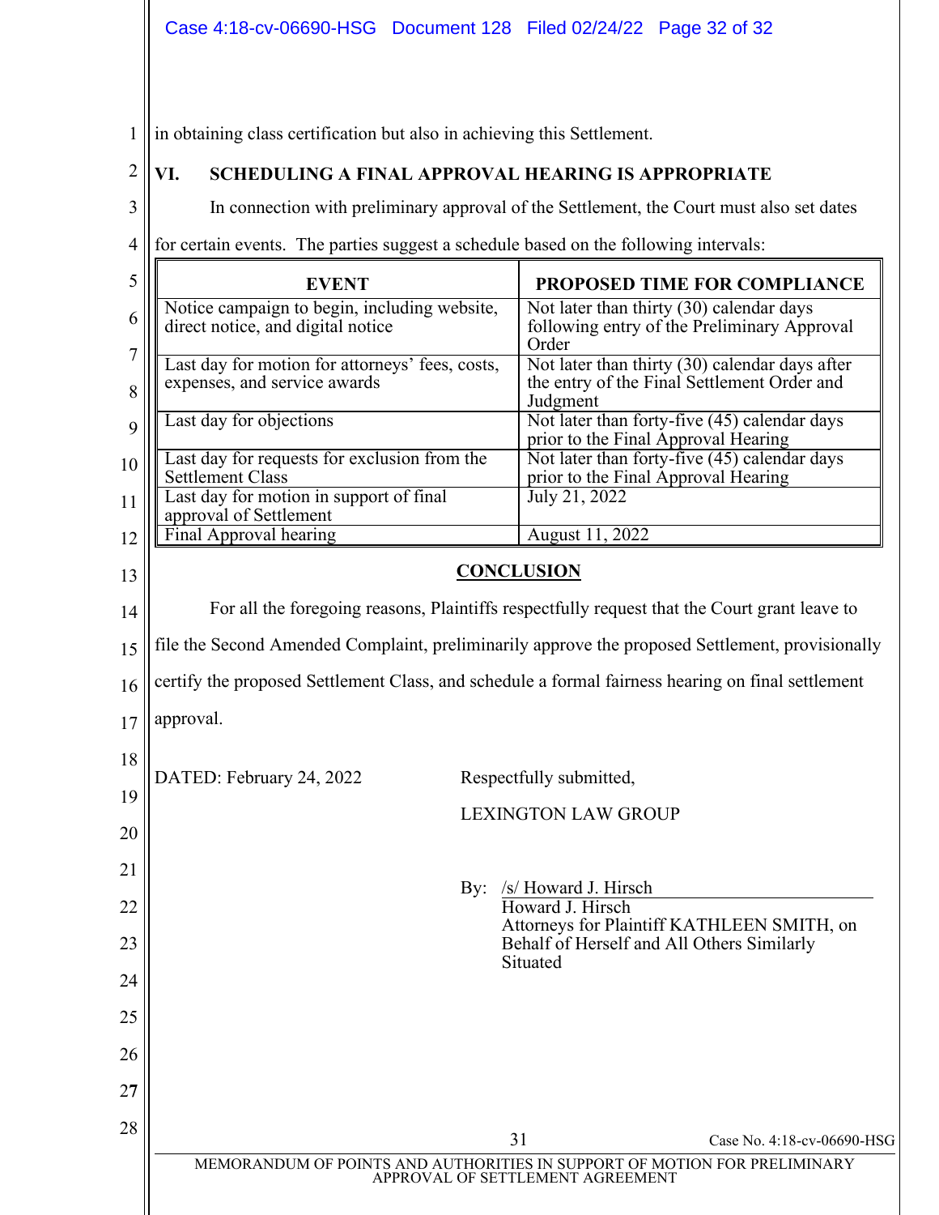in obtaining class certification but also in achieving this Settlement.

## VI. SCHEDULING A FINAL APPROVAL HEARING IS APPROPRIATE

In connection with preliminary approval of the Settlement, the Court must also set dates for certain events. The parties suggest a schedule based on the following intervals:

| EVENT | PROPOSED TIME FOR COMPLIANCE |
|---|---|
| Notice campaign to begin, including website, direct notice, and digital notice | Not later than thirty (30) calendar days following entry of the Preliminary Approval Order |
| Last day for motion for attorneys' fees, costs, expenses, and service awards | Not later than thirty (30) calendar days after the entry of the Final Settlement Order and Judgment |
| Last day for objections | Not later than forty-five (45) calendar days prior to the Final Approval Hearing |
| Last day for requests for exclusion from the Settlement Class | Not later than forty-five (45) calendar days prior to the Final Approval Hearing |
| Last day for motion in support of final approval of Settlement | July 21, 2022 |
| Final Approval hearing | August 11, 2022 |

## CONCLUSION

For all the foregoing reasons, Plaintiffs respectfully request that the Court grant leave to file the Second Amended Complaint, preliminarily approve the proposed Settlement, provisionally certify the proposed Settlement Class, and schedule a formal fairness hearing on final settlement approval.

DATED: February 24, 2022

Respectfully submitted,

LEXINGTON LAW GROUP

By: /s/ Howard J. Hirsch
Howard J. Hirsch
Attorneys for Plaintiff KATHLEEN SMITH, on Behalf of Herself and All Others Similarly Situated

MEMORANDUM OF POINTS AND AUTHORITIES IN SUPPORT OF MOTION FOR PRELIMINARY APPROVAL OF SETTLEMENT AGREEMENT